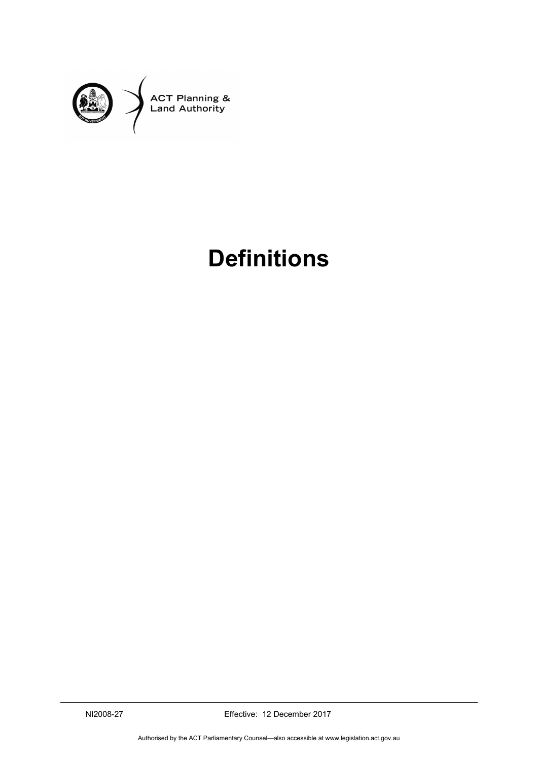ACT Planning & Land Authority

# Definitions

NI2008-27 Effective: 12 December 2017

Authorised by the ACT Parliamentary Counsel—also accessible at www.legislation.act.gov.au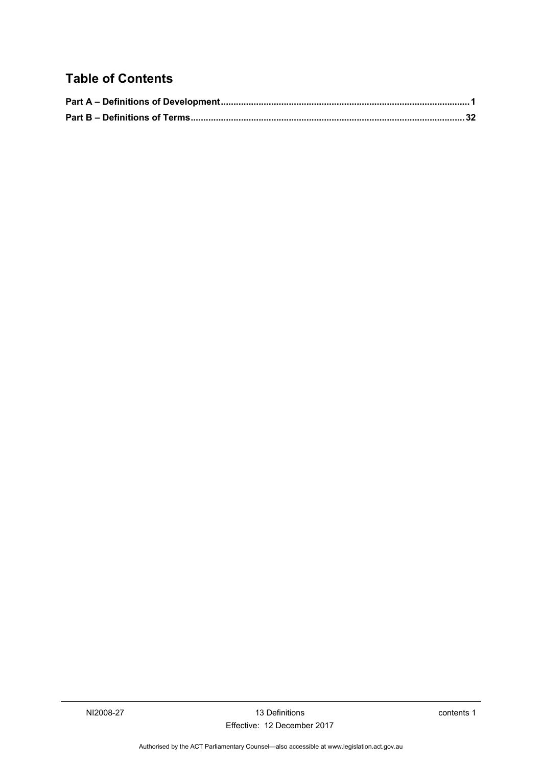## Table of Contents

**Part A – Definitions of Development ........................................................................................ 1**

**Part B – Definitions of Terms ................................................................................................. 32**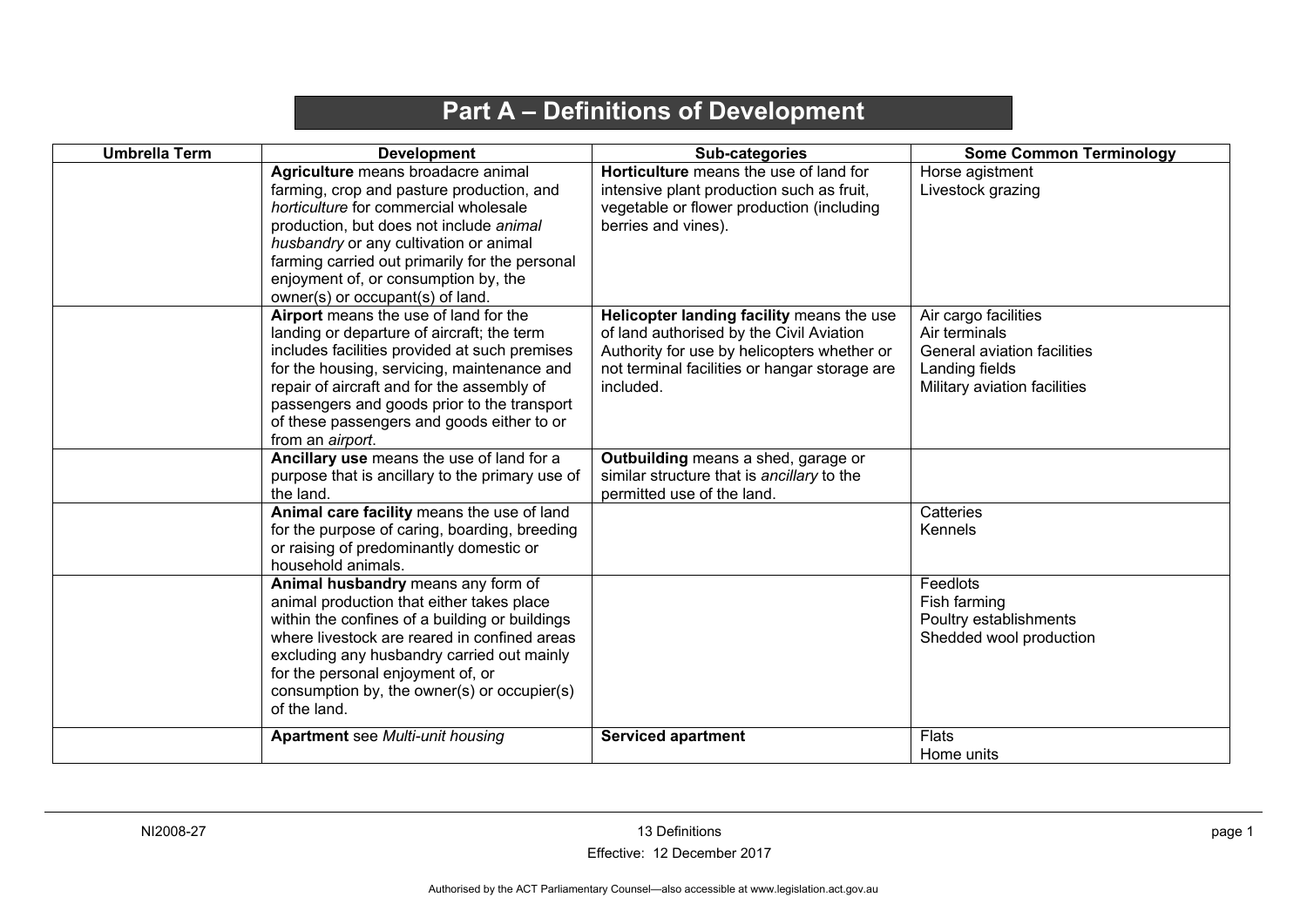# Part A – Definitions of Development

| Umbrella Term | Development | Sub-categories | Some Common Terminology |
|---|---|---|---|
| | **Agriculture** means broadacre animal farming, crop and pasture production, and *horticulture* for commercial wholesale production, but does not include *animal husbandry* or any cultivation or animal farming carried out primarily for the personal enjoyment of, or consumption by, the owner(s) or occupant(s) of land. | **Horticulture** means the use of land for intensive plant production such as fruit, vegetable or flower production (including berries and vines). | Horse agistment<br>Livestock grazing |
| | **Airport** means the use of land for the landing or departure of aircraft; the term includes facilities provided at such premises for the housing, servicing, maintenance and repair of aircraft and for the assembly of passengers and goods prior to the transport of these passengers and goods either to or from an *airport*. | **Helicopter landing facility** means the use of land authorised by the Civil Aviation Authority for use by helicopters whether or not terminal facilities or hangar storage are included. | Air cargo facilities<br>Air terminals<br>General aviation facilities<br>Landing fields<br>Military aviation facilities |
| | **Ancillary use** means the use of land for a purpose that is ancillary to the primary use of the land. | **Outbuilding** means a shed, garage or similar structure that is *ancillary* to the permitted use of the land. | |
| | **Animal care facility** means the use of land for the purpose of caring, boarding, breeding or raising of predominantly domestic or household animals. | | Catteries<br>Kennels |
| | **Animal husbandry** means any form of animal production that either takes place within the confines of a building or buildings where livestock are reared in confined areas excluding any husbandry carried out mainly for the personal enjoyment of, or consumption by, the owner(s) or occupier(s) of the land. | | Feedlots<br>Fish farming<br>Poultry establishments<br>Shedded wool production |
| | **Apartment** see *Multi-unit housing* | **Serviced apartment** | Flats<br>Home units |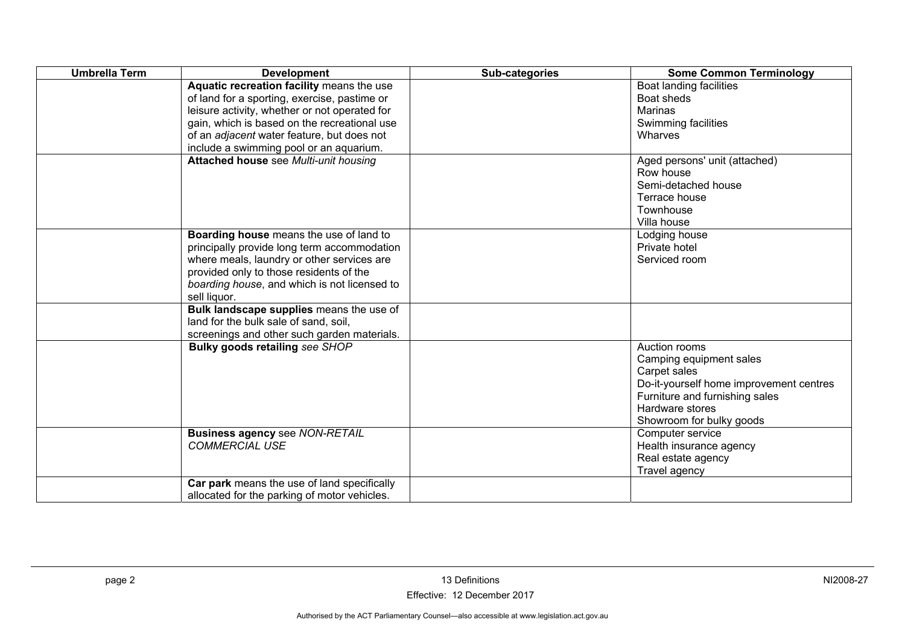| Umbrella Term | Development | Sub-categories | Some Common Terminology |
|---|---|---|---|
| | **Aquatic recreation facility** means the use of land for a sporting, exercise, pastime or leisure activity, whether or not operated for gain, which is based on the recreational use of an *adjacent* water feature, but does not include a swimming pool or an aquarium. | | Boat landing facilities<br>Boat sheds<br>Marinas<br>Swimming facilities<br>Wharves |
| | **Attached house** see *Multi-unit housing* | | Aged persons' unit (attached)<br>Row house<br>Semi-detached house<br>Terrace house<br>Townhouse<br>Villa house |
| | **Boarding house** means the use of land to principally provide long term accommodation where meals, laundry or other services are provided only to those residents of the *boarding house*, and which is not licensed to sell liquor. | | Lodging house<br>Private hotel<br>Serviced room |
| | **Bulk landscape supplies** means the use of land for the bulk sale of sand, soil, screenings and other such garden materials. | | |
| | **Bulky goods retailing** *see SHOP* | | Auction rooms<br>Camping equipment sales<br>Carpet sales<br>Do-it-yourself home improvement centres<br>Furniture and furnishing sales<br>Hardware stores<br>Showroom for bulky goods |
| | **Business agency** see *NON-RETAIL COMMERCIAL USE* | | Computer service<br>Health insurance agency<br>Real estate agency<br>Travel agency |
| | **Car park** means the use of land specifically allocated for the parking of motor vehicles. | | |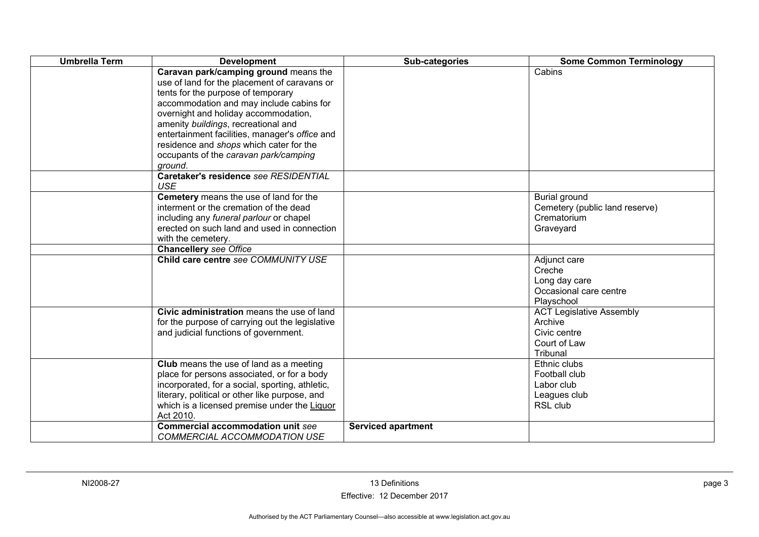| Umbrella Term | Development | Sub-categories | Some Common Terminology |
|---|---|---|---|
| | **Caravan park/camping ground** means the use of land for the placement of caravans or tents for the purpose of temporary accommodation and may include cabins for overnight and holiday accommodation, amenity *buildings*, recreational and entertainment facilities, manager's *office* and residence and *shops* which cater for the occupants of the *caravan park/camping ground*. | | Cabins |
| | **Caretaker's residence** *see RESIDENTIAL USE* | | |
| | **Cemetery** means the use of land for the interment or the cremation of the dead including any *funeral parlour* or chapel erected on such land and used in connection with the cemetery. | | Burial ground<br>Cemetery (public land reserve)<br>Crematorium<br>Graveyard |
| | **Chancellery** *see Office* | | |
| | **Child care centre** *see COMMUNITY USE* | | Adjunct care<br>Creche<br>Long day care<br>Occasional care centre<br>Playschool |
| | **Civic administration** means the use of land for the purpose of carrying out the legislative and judicial functions of government. | | ACT Legislative Assembly<br>Archive<br>Civic centre<br>Court of Law<br>Tribunal |
| | **Club** means the use of land as a meeting place for persons associated, or for a body incorporated, for a social, sporting, athletic, literary, political or other like purpose, and which is a licensed premise under the Liquor Act 2010. | | Ethnic clubs<br>Football club<br>Labor club<br>Leagues club<br>RSL club |
| | **Commercial accommodation unit** *see COMMERCIAL ACCOMMODATION USE* | **Serviced apartment** | |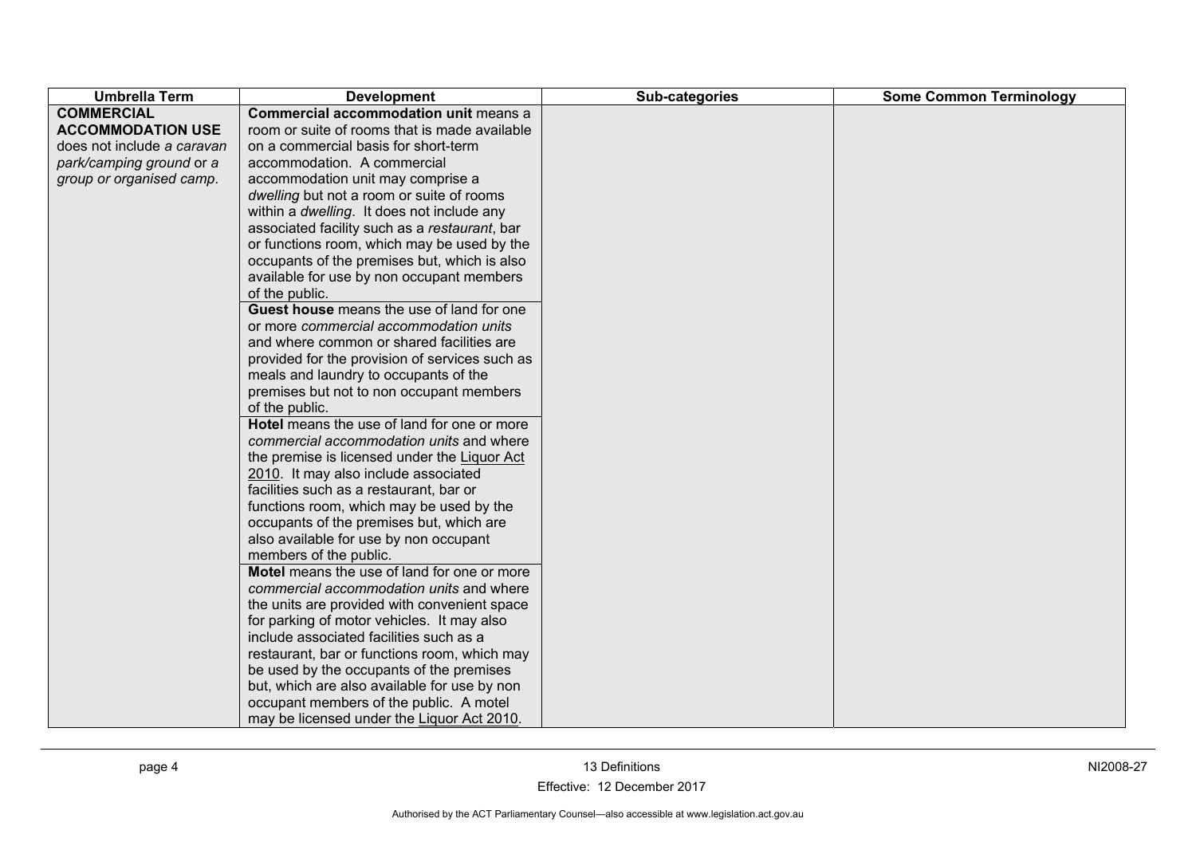| Umbrella Term | Development | Sub-categories | Some Common Terminology |
|---|---|---|---|
| **COMMERCIAL ACCOMMODATION USE** does not include *a caravan park/camping ground* or *a group or organised camp*. | **Commercial accommodation unit** means a room or suite of rooms that is made available on a commercial basis for short-term accommodation. A commercial accommodation unit may comprise a *dwelling* but not a room or suite of rooms within a *dwelling*. It does not include any associated facility such as a *restaurant*, bar or functions room, which may be used by the occupants of the premises but, which is also available for use by non occupant members of the public. | | |
| | **Guest house** means the use of land for one or more *commercial accommodation units* and where common or shared facilities are provided for the provision of services such as meals and laundry to occupants of the premises but not to non occupant members of the public. | | |
| | **Hotel** means the use of land for one or more *commercial accommodation units* and where the premise is licensed under the Liquor Act 2010. It may also include associated facilities such as a restaurant, bar or functions room, which may be used by the occupants of the premises but, which are also available for use by non occupant members of the public. | | |
| | **Motel** means the use of land for one or more *commercial accommodation units* and where the units are provided with convenient space for parking of motor vehicles. It may also include associated facilities such as a restaurant, bar or functions room, which may be used by the occupants of the premises but, which are also available for use by non occupant members of the public. A motel may be licensed under the Liquor Act 2010. | | |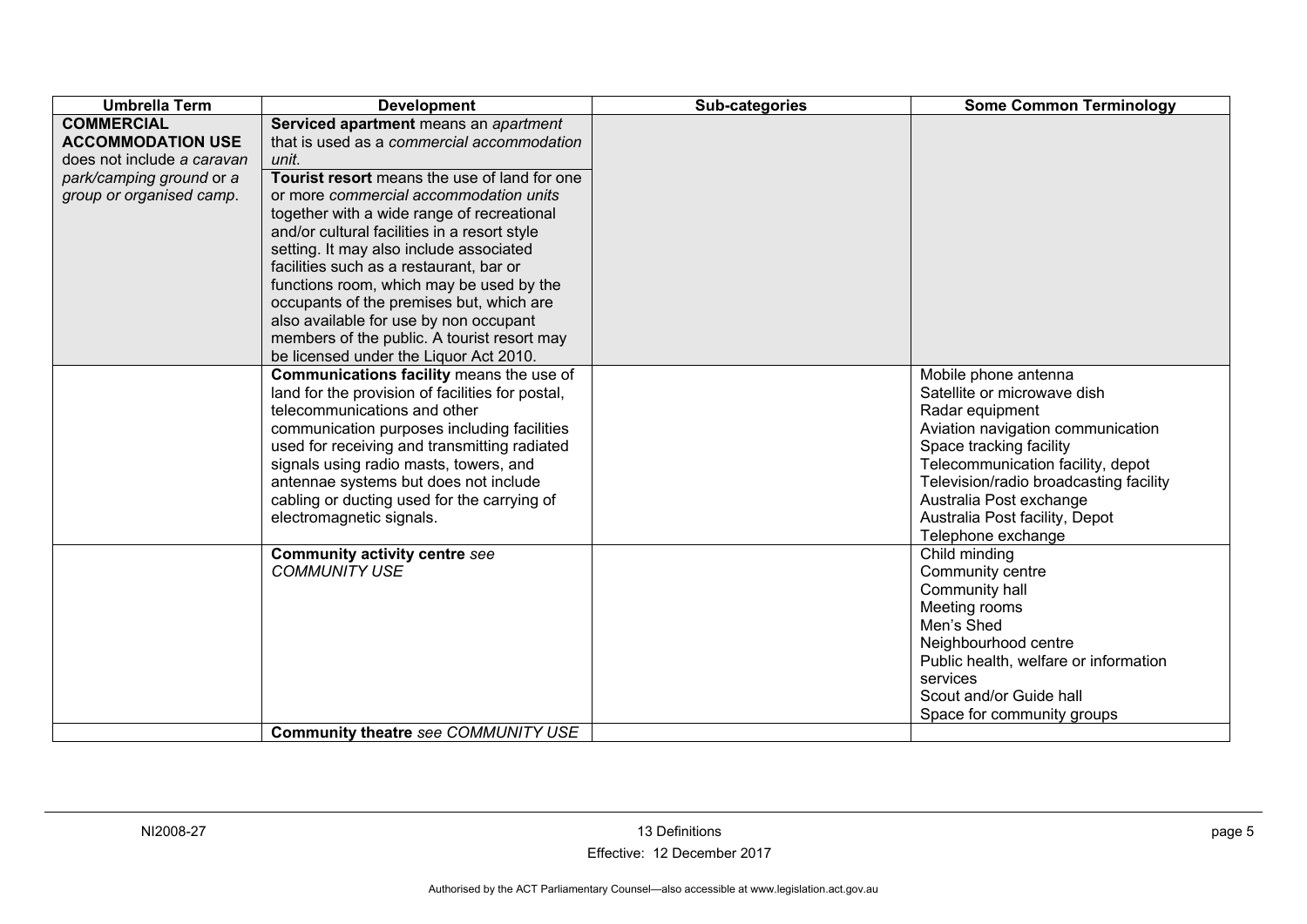| Umbrella Term | Development | Sub-categories | Some Common Terminology |
|---|---|---|---|
| **COMMERCIAL ACCOMMODATION USE** does not include *a caravan park/camping ground* or a *group or organised camp*. | **Serviced apartment** means an *apartment* that is used as a *commercial accommodation unit*.<br>**Tourist resort** means the use of land for one or more *commercial accommodation units* together with a wide range of recreational and/or cultural facilities in a resort style setting. It may also include associated facilities such as a restaurant, bar or functions room, which may be used by the occupants of the premises but, which are also available for use by non occupant members of the public. A tourist resort may be licensed under the Liquor Act 2010. | | |
| | **Communications facility** means the use of land for the provision of facilities for postal, telecommunications and other communication purposes including facilities used for receiving and transmitting radiated signals using radio masts, towers, and antennae systems but does not include cabling or ducting used for the carrying of electromagnetic signals. | | Mobile phone antenna<br>Satellite or microwave dish<br>Radar equipment<br>Aviation navigation communication<br>Space tracking facility<br>Telecommunication facility, depot<br>Television/radio broadcasting facility<br>Australia Post exchange<br>Australia Post facility, Depot<br>Telephone exchange |
| | **Community activity centre** *see COMMUNITY USE* | | Child minding<br>Community centre<br>Community hall<br>Meeting rooms<br>Men's Shed<br>Neighbourhood centre<br>Public health, welfare or information services<br>Scout and/or Guide hall<br>Space for community groups |
| | **Community theatre** *see COMMUNITY USE* | | |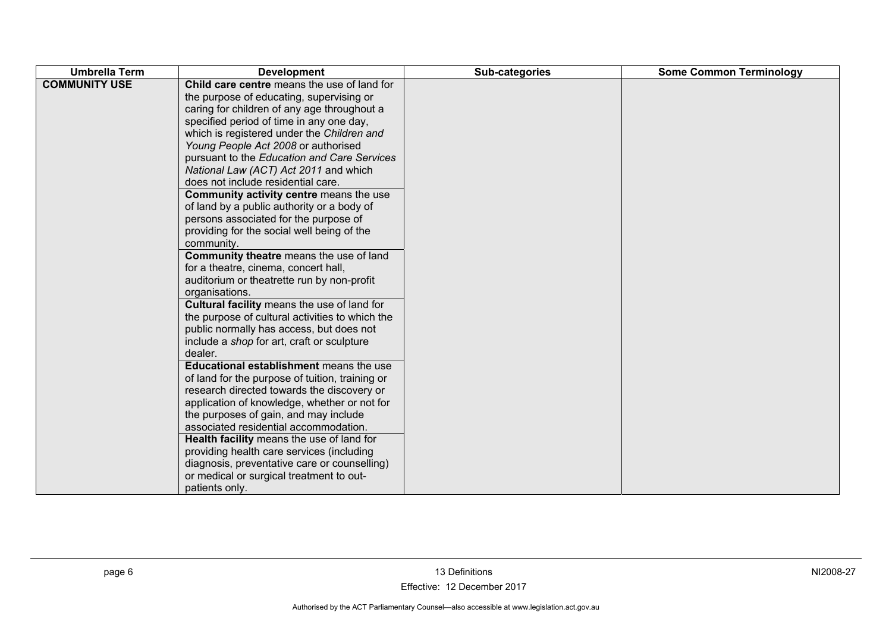| Umbrella Term | Development | Sub-categories | Some Common Terminology |
|---|---|---|---|
| **COMMUNITY USE** | **Child care centre** means the use of land for the purpose of educating, supervising or caring for children of any age throughout a specified period of time in any one day, which is registered under the *Children and Young People Act 2008* or authorised pursuant to the *Education and Care Services National Law (ACT) Act 2011* and which does not include residential care. | | |
| | **Community activity centre** means the use of land by a public authority or a body of persons associated for the purpose of providing for the social well being of the community. | | |
| | **Community theatre** means the use of land for a theatre, cinema, concert hall, auditorium or theatrette run by non-profit organisations. | | |
| | **Cultural facility** means the use of land for the purpose of cultural activities to which the public normally has access, but does not include a *shop* for art, craft or sculpture dealer. | | |
| | **Educational establishment** means the use of land for the purpose of tuition, training or research directed towards the discovery or application of knowledge, whether or not for the purposes of gain, and may include associated residential accommodation. | | |
| | **Health facility** means the use of land for providing health care services (including diagnosis, preventative care or counselling) or medical or surgical treatment to out-patients only. | | |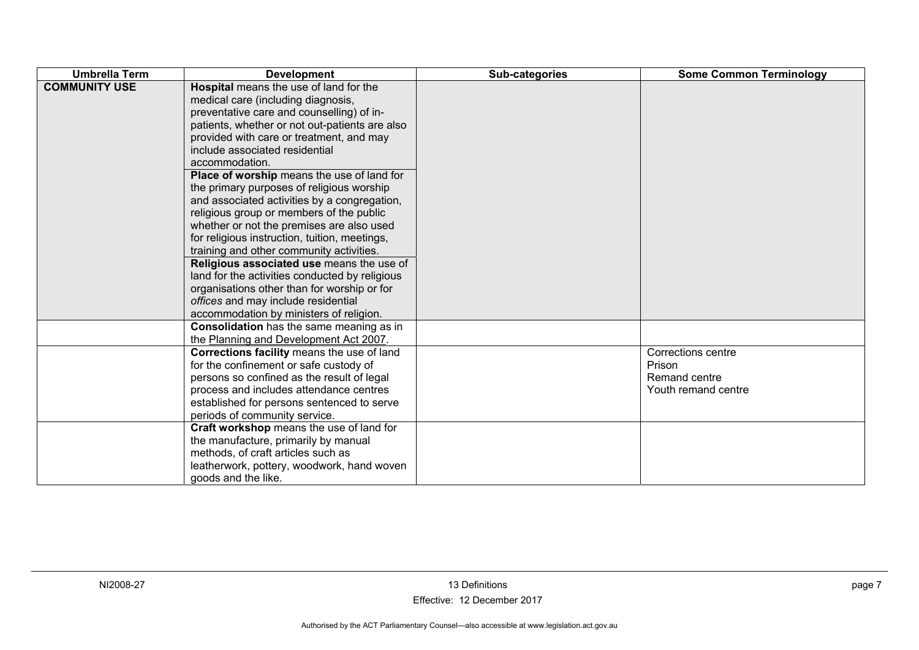| Umbrella Term | Development | Sub-categories | Some Common Terminology |
| --- | --- | --- | --- |
| COMMUNITY USE | **Hospital** means the use of land for the medical care (including diagnosis, preventative care and counselling) of in-patients, whether or not out-patients are also provided with care or treatment, and may include associated residential accommodation.<br>**Place of worship** means the use of land for the primary purposes of religious worship and associated activities by a congregation, religious group or members of the public whether or not the premises are also used for religious instruction, tuition, meetings, training and other community activities.<br>**Religious associated use** means the use of land for the activities conducted by religious organisations other than for worship or for *offices* and may include residential accommodation by ministers of religion. | | |
| | **Consolidation** has the same meaning as in the Planning and Development Act 2007. | | |
| | **Corrections facility** means the use of land for the confinement or safe custody of persons so confined as the result of legal process and includes attendance centres established for persons sentenced to serve periods of community service. | | Corrections centre<br>Prison<br>Remand centre<br>Youth remand centre |
| | **Craft workshop** means the use of land for the manufacture, primarily by manual methods, of craft articles such as leatherwork, pottery, woodwork, hand woven goods and the like. | | |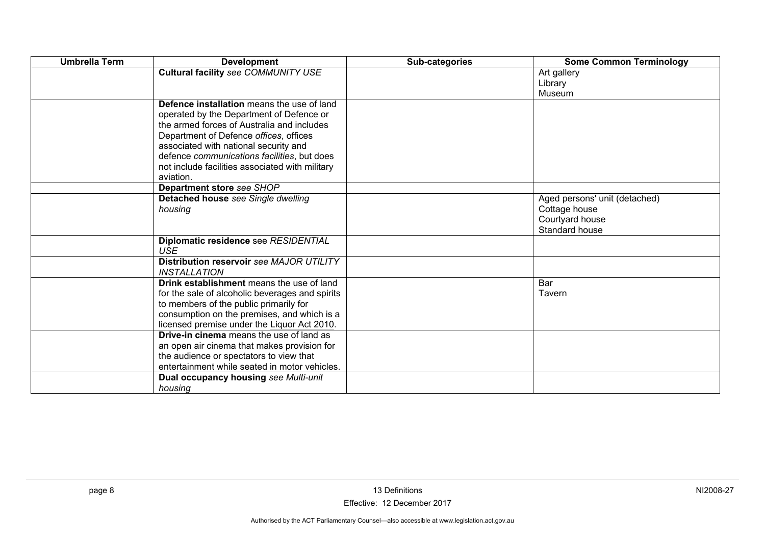| Umbrella Term | Development | Sub-categories | Some Common Terminology |
|---|---|---|---|
| | **Cultural facility** *see COMMUNITY USE* | | Art gallery<br>Library<br>Museum |
| | **Defence installation** means the use of land operated by the Department of Defence or the armed forces of Australia and includes Department of Defence *offices*, offices associated with national security and defence *communications facilities*, but does not include facilities associated with military aviation. | | |
| | **Department store** *see SHOP* | | |
| | **Detached house** *see Single dwelling housing* | | Aged persons' unit (detached)<br>Cottage house<br>Courtyard house<br>Standard house |
| | **Diplomatic residence** see *RESIDENTIAL USE* | | |
| | **Distribution reservoir** *see MAJOR UTILITY INSTALLATION* | | |
| | **Drink establishment** means the use of land for the sale of alcoholic beverages and spirits to members of the public primarily for consumption on the premises, and which is a licensed premise under the Liquor Act 2010. | | Bar<br>Tavern |
| | **Drive-in cinema** means the use of land as an open air cinema that makes provision for the audience or spectators to view that entertainment while seated in motor vehicles. | | |
| | **Dual occupancy housing** *see Multi-unit housing* | | |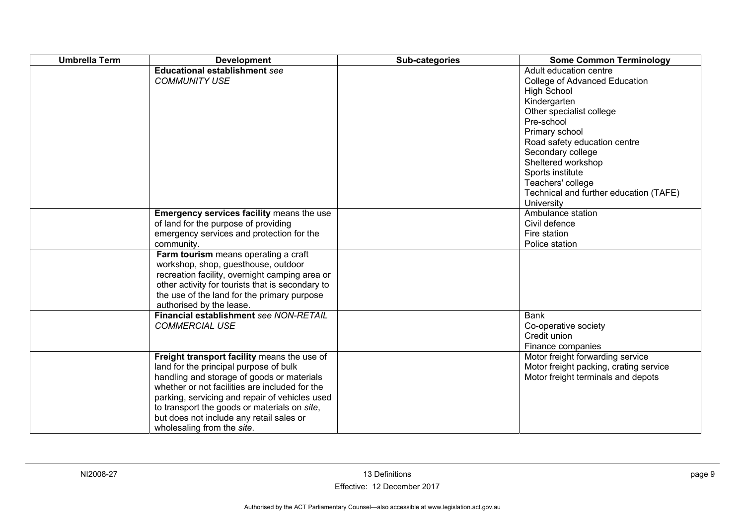| Umbrella Term | Development | Sub-categories | Some Common Terminology |
|---|---|---|---|
| | **Educational establishment** *see COMMUNITY USE* | | Adult education centre<br>College of Advanced Education<br>High School<br>Kindergarten<br>Other specialist college<br>Pre-school<br>Primary school<br>Road safety education centre<br>Secondary college<br>Sheltered workshop<br>Sports institute<br>Teachers' college<br>Technical and further education (TAFE)<br>University |
| | **Emergency services facility** means the use of land for the purpose of providing emergency services and protection for the community. | | Ambulance station<br>Civil defence<br>Fire station<br>Police station |
| | **Farm tourism** means operating a craft workshop, shop, guesthouse, outdoor recreation facility, overnight camping area or other activity for tourists that is secondary to the use of the land for the primary purpose authorised by the lease. | | |
| | **Financial establishment** *see NON-RETAIL COMMERCIAL USE* | | Bank<br>Co-operative society<br>Credit union<br>Finance companies |
| | **Freight transport facility** means the use of land for the principal purpose of bulk handling and storage of goods or materials whether or not facilities are included for the parking, servicing and repair of vehicles used to transport the goods or materials on *site*, but does not include any retail sales or wholesaling from the *site*. | | Motor freight forwarding service<br>Motor freight packing, crating service<br>Motor freight terminals and depots |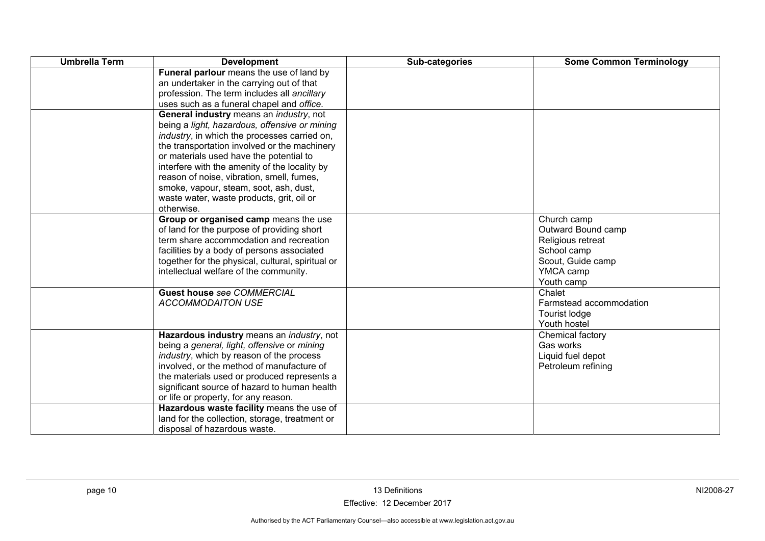| Umbrella Term | Development | Sub-categories | Some Common Terminology |
|---|---|---|---|
| | **Funeral parlour** means the use of land by an undertaker in the carrying out of that profession. The term includes all *ancillary* uses such as a funeral chapel and *office*. | | |
| | **General industry** means an *industry*, not being a *light, hazardous, offensive or mining industry*, in which the processes carried on, the transportation involved or the machinery or materials used have the potential to interfere with the amenity of the locality by reason of noise, vibration, smell, fumes, smoke, vapour, steam, soot, ash, dust, waste water, waste products, grit, oil or otherwise. | | |
| | **Group or organised camp** means the use of land for the purpose of providing short term share accommodation and recreation facilities by a body of persons associated together for the physical, cultural, spiritual or intellectual welfare of the community. | | Church camp<br>Outward Bound camp<br>Religious retreat<br>School camp<br>Scout, Guide camp<br>YMCA camp<br>Youth camp |
| | **Guest house** *see COMMERCIAL ACCOMMODAITON USE* | | Chalet<br>Farmstead accommodation<br>Tourist lodge<br>Youth hostel |
| | **Hazardous industry** means an *industry*, not being a *general, light, offensive* or *mining industry*, which by reason of the process involved, or the method of manufacture of the materials used or produced represents a significant source of hazard to human health or life or property, for any reason. | | Chemical factory<br>Gas works<br>Liquid fuel depot<br>Petroleum refining |
| | **Hazardous waste facility** means the use of land for the collection, storage, treatment or disposal of hazardous waste. | | |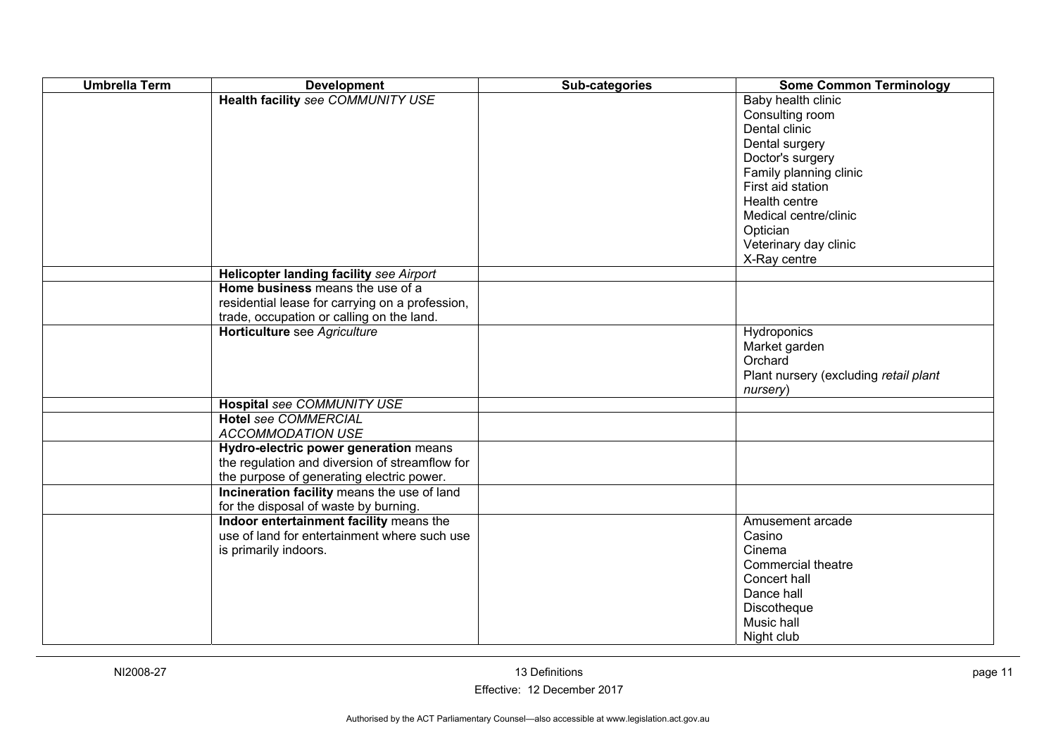| Umbrella Term | Development | Sub-categories | Some Common Terminology |
|---|---|---|---|
| | **Health facility** *see COMMUNITY USE* | | Baby health clinic<br>Consulting room<br>Dental clinic<br>Dental surgery<br>Doctor's surgery<br>Family planning clinic<br>First aid station<br>Health centre<br>Medical centre/clinic<br>Optician<br>Veterinary day clinic<br>X-Ray centre |
| | **Helicopter landing facility** *see Airport* | | |
| | **Home business** means the use of a residential lease for carrying on a profession, trade, occupation or calling on the land. | | |
| | **Horticulture** see *Agriculture* | | Hydroponics<br>Market garden<br>Orchard<br>Plant nursery (excluding *retail plant nursery*) |
| | **Hospital** *see COMMUNITY USE* | | |
| | **Hotel** *see COMMERCIAL ACCOMMODATION USE* | | |
| | **Hydro-electric power generation** means the regulation and diversion of streamflow for the purpose of generating electric power. | | |
| | **Incineration facility** means the use of land for the disposal of waste by burning. | | |
| | **Indoor entertainment facility** means the use of land for entertainment where such use is primarily indoors. | | Amusement arcade<br>Casino<br>Cinema<br>Commercial theatre<br>Concert hall<br>Dance hall<br>Discotheque<br>Music hall<br>Night club |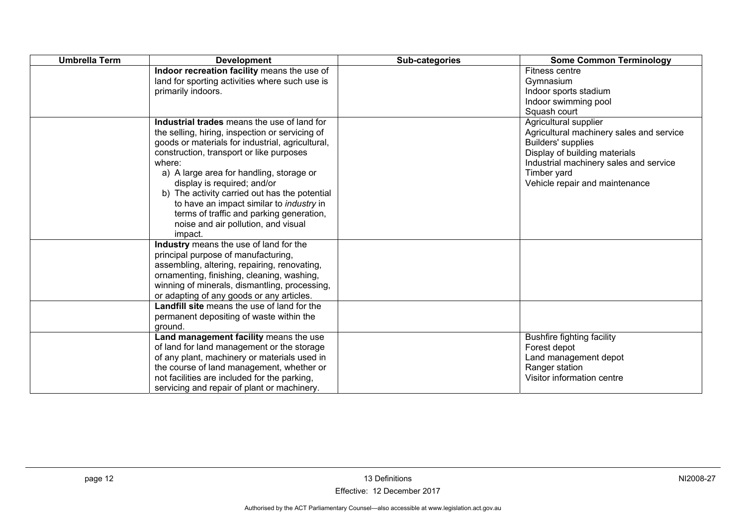| Umbrella Term | Development | Sub-categories | Some Common Terminology |
|---|---|---|---|
| | **Indoor recreation facility** means the use of land for sporting activities where such use is primarily indoors. | | Fitness centre<br>Gymnasium<br>Indoor sports stadium<br>Indoor swimming pool<br>Squash court |
| | **Industrial trades** means the use of land for the selling, hiring, inspection or servicing of goods or materials for industrial, agricultural, construction, transport or like purposes where:<br>a) A large area for handling, storage or display is required; and/or<br>b) The activity carried out has the potential to have an impact similar to *industry* in terms of traffic and parking generation, noise and air pollution, and visual impact. | | Agricultural supplier<br>Agricultural machinery sales and service<br>Builders' supplies<br>Display of building materials<br>Industrial machinery sales and service<br>Timber yard<br>Vehicle repair and maintenance |
| | **Industry** means the use of land for the principal purpose of manufacturing, assembling, altering, repairing, renovating, ornamenting, finishing, cleaning, washing, winning of minerals, dismantling, processing, or adapting of any goods or any articles. | | |
| | **Landfill site** means the use of land for the permanent depositing of waste within the ground. | | |
| | **Land management facility** means the use of land for land management or the storage of any plant, machinery or materials used in the course of land management, whether or not facilities are included for the parking, servicing and repair of plant or machinery. | | Bushfire fighting facility<br>Forest depot<br>Land management depot<br>Ranger station<br>Visitor information centre |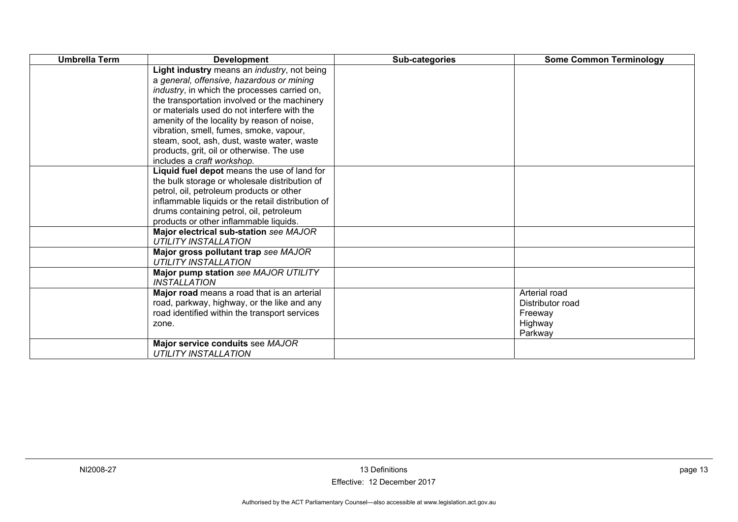| Umbrella Term | Development | Sub-categories | Some Common Terminology |
|---|---|---|---|
| | **Light industry** means an *industry*, not being a *general, offensive, hazardous or mining industry*, in which the processes carried on, the transportation involved or the machinery or materials used do not interfere with the amenity of the locality by reason of noise, vibration, smell, fumes, smoke, vapour, steam, soot, ash, dust, waste water, waste products, grit, oil or otherwise. The use includes a *craft workshop*. | | |
| | **Liquid fuel depot** means the use of land for the bulk storage or wholesale distribution of petrol, oil, petroleum products or other inflammable liquids or the retail distribution of drums containing petrol, oil, petroleum products or other inflammable liquids. | | |
| | **Major electrical sub-station** *see MAJOR UTILITY INSTALLATION* | | |
| | **Major gross pollutant trap** *see MAJOR UTILITY INSTALLATION* | | |
| | **Major pump station** *see MAJOR UTILITY INSTALLATION* | | |
| | **Major road** means a road that is an arterial road, parkway, highway, or the like and any road identified within the transport services zone. | | Arterial road<br>Distributor road<br>Freeway<br>Highway<br>Parkway |
| | **Major service conduits** see *MAJOR UTILITY INSTALLATION* | | |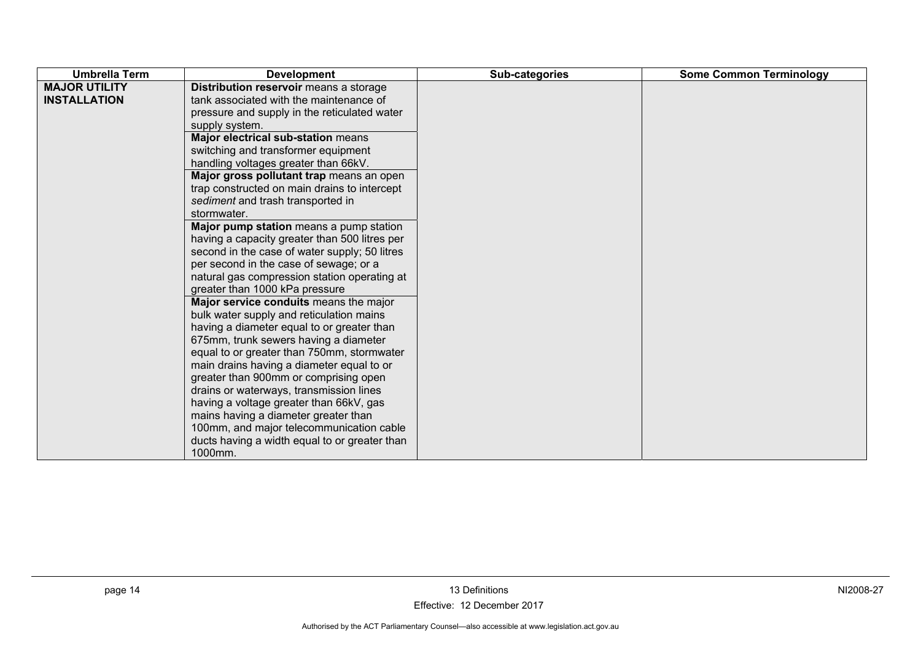| Umbrella Term | Development | Sub-categories | Some Common Terminology |
|---|---|---|---|
| **MAJOR UTILITY INSTALLATION** | **Distribution reservoir** means a storage tank associated with the maintenance of pressure and supply in the reticulated water supply system. | | |
| | **Major electrical sub-station** means switching and transformer equipment handling voltages greater than 66kV. | | |
| | **Major gross pollutant trap** means an open trap constructed on main drains to intercept *sediment* and trash transported in stormwater. | | |
| | **Major pump station** means a pump station having a capacity greater than 500 litres per second in the case of water supply; 50 litres per second in the case of sewage; or a natural gas compression station operating at greater than 1000 kPa pressure | | |
| | **Major service conduits** means the major bulk water supply and reticulation mains having a diameter equal to or greater than 675mm, trunk sewers having a diameter equal to or greater than 750mm, stormwater main drains having a diameter equal to or greater than 900mm or comprising open drains or waterways, transmission lines having a voltage greater than 66kV, gas mains having a diameter greater than 100mm, and major telecommunication cable ducts having a width equal to or greater than 1000mm. | | |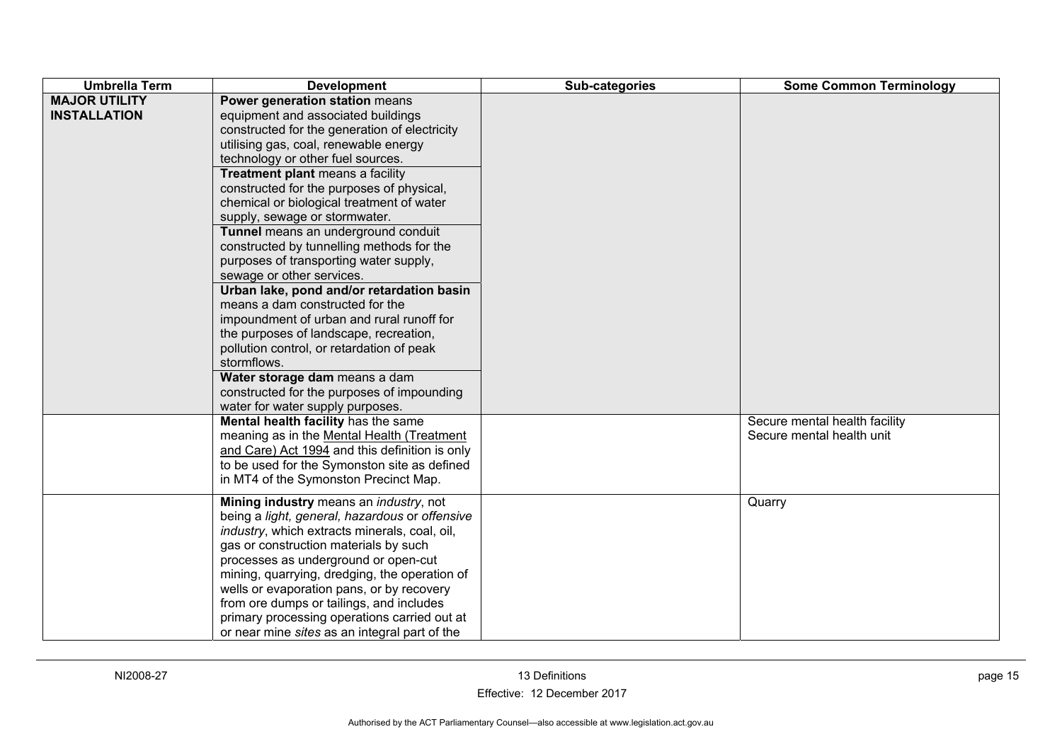| Umbrella Term | Development | Sub-categories | Some Common Terminology |
|---|---|---|---|
| **MAJOR UTILITY INSTALLATION** | **Power generation station** means equipment and associated buildings constructed for the generation of electricity utilising gas, coal, renewable energy technology or other fuel sources.<br>**Treatment plant** means a facility constructed for the purposes of physical, chemical or biological treatment of water supply, sewage or stormwater.<br>**Tunnel** means an underground conduit constructed by tunnelling methods for the purposes of transporting water supply, sewage or other services.<br>**Urban lake, pond and/or retardation basin** means a dam constructed for the impoundment of urban and rural runoff for the purposes of landscape, recreation, pollution control, or retardation of peak stormflows.<br>**Water storage dam** means a dam constructed for the purposes of impounding water for water supply purposes. | | |
| | **Mental health facility** has the same meaning as in the Mental Health (Treatment and Care) Act 1994 and this definition is only to be used for the Symonston site as defined in MT4 of the Symonston Precinct Map. | | Secure mental health facility<br>Secure mental health unit |
| | **Mining industry** means an *industry*, not being a *light, general, hazardous* or *offensive industry*, which extracts minerals, coal, oil, gas or construction materials by such processes as underground or open-cut mining, quarrying, dredging, the operation of wells or evaporation pans, or by recovery from ore dumps or tailings, and includes primary processing operations carried out at or near mine *sites* as an integral part of the | | Quarry |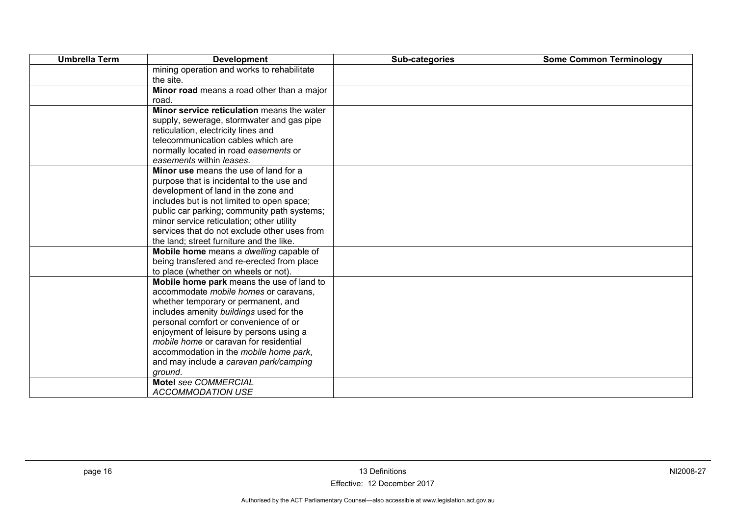| Umbrella Term | Development | Sub-categories | Some Common Terminology |
|---|---|---|---|
| | mining operation and works to rehabilitate the site. | | |
| | **Minor road** means a road other than a major road. | | |
| | **Minor service reticulation** means the water supply, sewerage, stormwater and gas pipe reticulation, electricity lines and telecommunication cables which are normally located in road *easements* or *easements* within *leases*. | | |
| | **Minor use** means the use of land for a purpose that is incidental to the use and development of land in the zone and includes but is not limited to open space; public car parking; community path systems; minor service reticulation; other utility services that do not exclude other uses from the land; street furniture and the like. | | |
| | **Mobile home** means a *dwelling* capable of being transfered and re-erected from place to place (whether on wheels or not). | | |
| | **Mobile home park** means the use of land to accommodate *mobile homes* or caravans, whether temporary or permanent, and includes amenity *buildings* used for the personal comfort or convenience of or enjoyment of leisure by persons using a *mobile home* or caravan for residential accommodation in the *mobile home park*, and may include a *caravan park/camping ground*. | | |
| | **Motel** *see COMMERCIAL ACCOMMODATION USE* | | |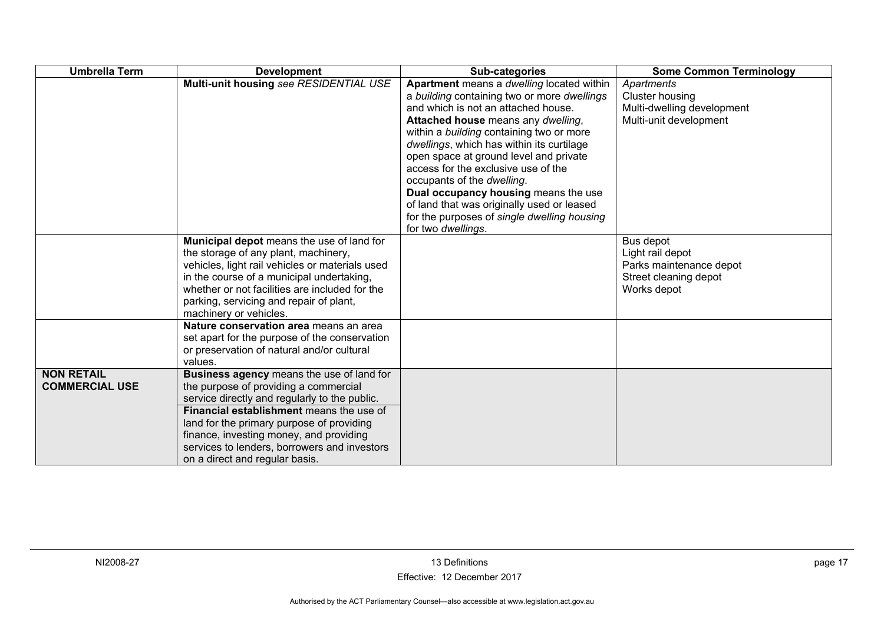| Umbrella Term | Development | Sub-categories | Some Common Terminology |
|---|---|---|---|
| | **Multi-unit housing** *see RESIDENTIAL USE* | **Apartment** means a *dwelling* located within a *building* containing two or more *dwellings* and which is not an attached house.<br>**Attached house** means any *dwelling*, within a *building* containing two or more *dwellings*, which has within its curtilage open space at ground level and private access for the exclusive use of the occupants of the *dwelling*.<br>**Dual occupancy housing** means the use of land that was originally used or leased for the purposes of *single dwelling housing* for two *dwellings*. | *Apartments*<br>Cluster housing<br>Multi-dwelling development<br>Multi-unit development |
| | **Municipal depot** means the use of land for the storage of any plant, machinery, vehicles, light rail vehicles or materials used in the course of a municipal undertaking, whether or not facilities are included for the parking, servicing and repair of plant, machinery or vehicles. | | Bus depot<br>Light rail depot<br>Parks maintenance depot<br>Street cleaning depot<br>Works depot |
| | **Nature conservation area** means an area set apart for the purpose of the conservation or preservation of natural and/or cultural values. | | |
| **NON RETAIL COMMERCIAL USE** | **Business agency** means the use of land for the purpose of providing a commercial service directly and regularly to the public.<br>**Financial establishment** means the use of land for the primary purpose of providing finance, investing money, and providing services to lenders, borrowers and investors on a direct and regular basis. | | |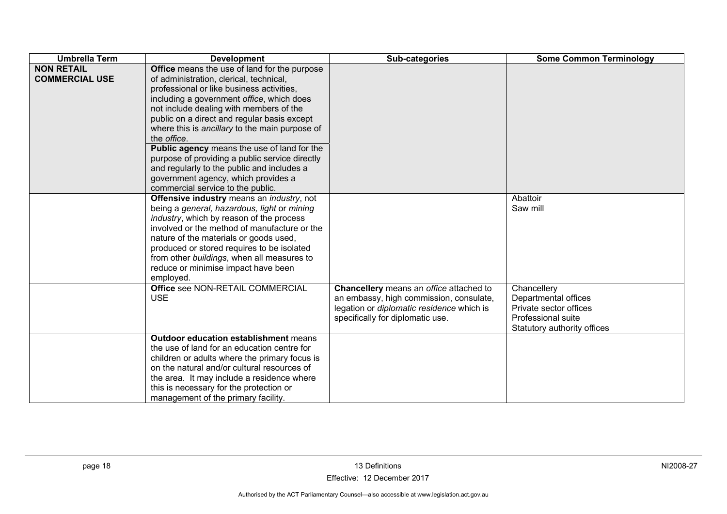| Umbrella Term | Development | Sub-categories | Some Common Terminology |
|---|---|---|---|
| **NON RETAIL COMMERCIAL USE** | **Office** means the use of land for the purpose of administration, clerical, technical, professional or like business activities, including a government *office*, which does not include dealing with members of the public on a direct and regular basis except where this is *ancillary* to the main purpose of the *office*.<br>**Public agency** means the use of land for the purpose of providing a public service directly and regularly to the public and includes a government agency, which provides a commercial service to the public. | | |
| | **Offensive industry** means an *industry*, not being a *general, hazardous, light* or *mining industry*, which by reason of the process involved or the method of manufacture or the nature of the materials or goods used, produced or stored requires to be isolated from other *buildings*, when all measures to reduce or minimise impact have been employed. | | Abattoir<br>Saw mill |
| | **Office** see NON-RETAIL COMMERCIAL USE | **Chancellery** means an *office* attached to an embassy, high commission, consulate, legation or *diplomatic residence* which is specifically for diplomatic use. | Chancellery<br>Departmental offices<br>Private sector offices<br>Professional suite<br>Statutory authority offices |
| | **Outdoor education establishment** means the use of land for an education centre for children or adults where the primary focus is on the natural and/or cultural resources of the area. It may include a residence where this is necessary for the protection or management of the primary facility. | | |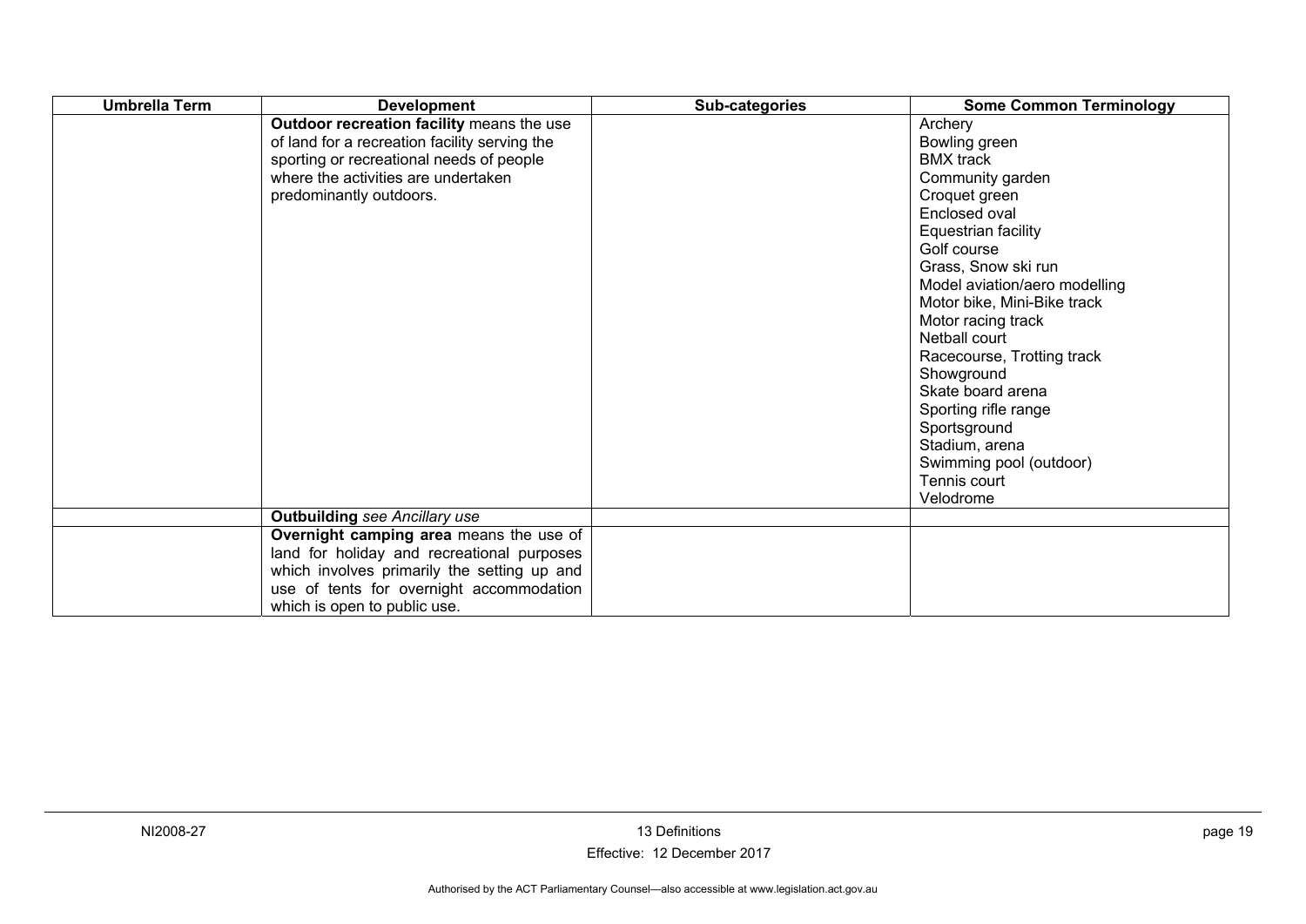| Umbrella Term | Development | Sub-categories | Some Common Terminology |
|---|---|---|---|
| | **Outdoor recreation facility** means the use of land for a recreation facility serving the sporting or recreational needs of people where the activities are undertaken predominantly outdoors. | | Archery<br>Bowling green<br>BMX track<br>Community garden<br>Croquet green<br>Enclosed oval<br>Equestrian facility<br>Golf course<br>Grass, Snow ski run<br>Model aviation/aero modelling<br>Motor bike, Mini-Bike track<br>Motor racing track<br>Netball court<br>Racecourse, Trotting track<br>Showground<br>Skate board arena<br>Sporting rifle range<br>Sportsground<br>Stadium, arena<br>Swimming pool (outdoor)<br>Tennis court<br>Velodrome |
| | **Outbuilding** *see Ancillary use* | | |
| | **Overnight camping area** means the use of land for holiday and recreational purposes which involves primarily the setting up and use of tents for overnight accommodation which is open to public use. | | |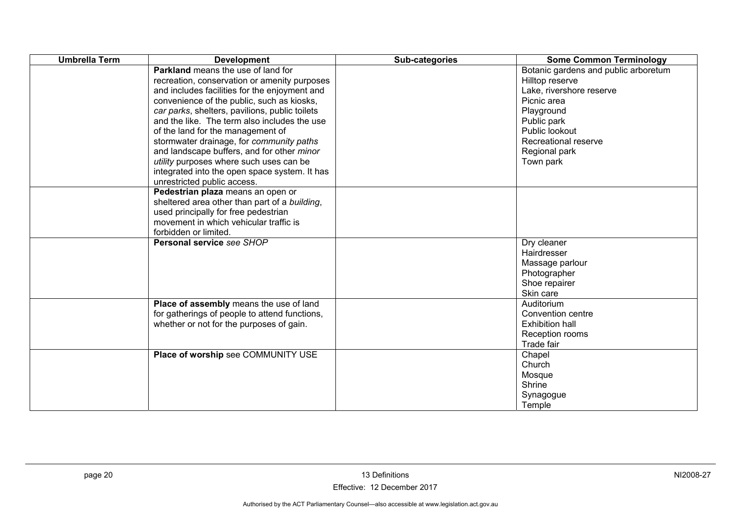| Umbrella Term | Development | Sub-categories | Some Common Terminology |
|---|---|---|---|
| | **Parkland** means the use of land for recreation, conservation or amenity purposes and includes facilities for the enjoyment and convenience of the public, such as kiosks, *car parks*, shelters, pavilions, public toilets and the like. The term also includes the use of the land for the management of stormwater drainage, for *community paths* and landscape buffers, and for other *minor utility* purposes where such uses can be integrated into the open space system. It has unrestricted public access. | | Botanic gardens and public arboretum<br>Hilltop reserve<br>Lake, rivershore reserve<br>Picnic area<br>Playground<br>Public park<br>Public lookout<br>Recreational reserve<br>Regional park<br>Town park |
| | **Pedestrian plaza** means an open or sheltered area other than part of a *building*, used principally for free pedestrian movement in which vehicular traffic is forbidden or limited. | | |
| | **Personal service** *see SHOP* | | Dry cleaner<br>Hairdresser<br>Massage parlour<br>Photographer<br>Shoe repairer<br>Skin care |
| | **Place of assembly** means the use of land for gatherings of people to attend functions, whether or not for the purposes of gain. | | Auditorium<br>Convention centre<br>Exhibition hall<br>Reception rooms<br>Trade fair |
| | **Place of worship** see COMMUNITY USE | | Chapel<br>Church<br>Mosque<br>Shrine<br>Synagogue<br>Temple |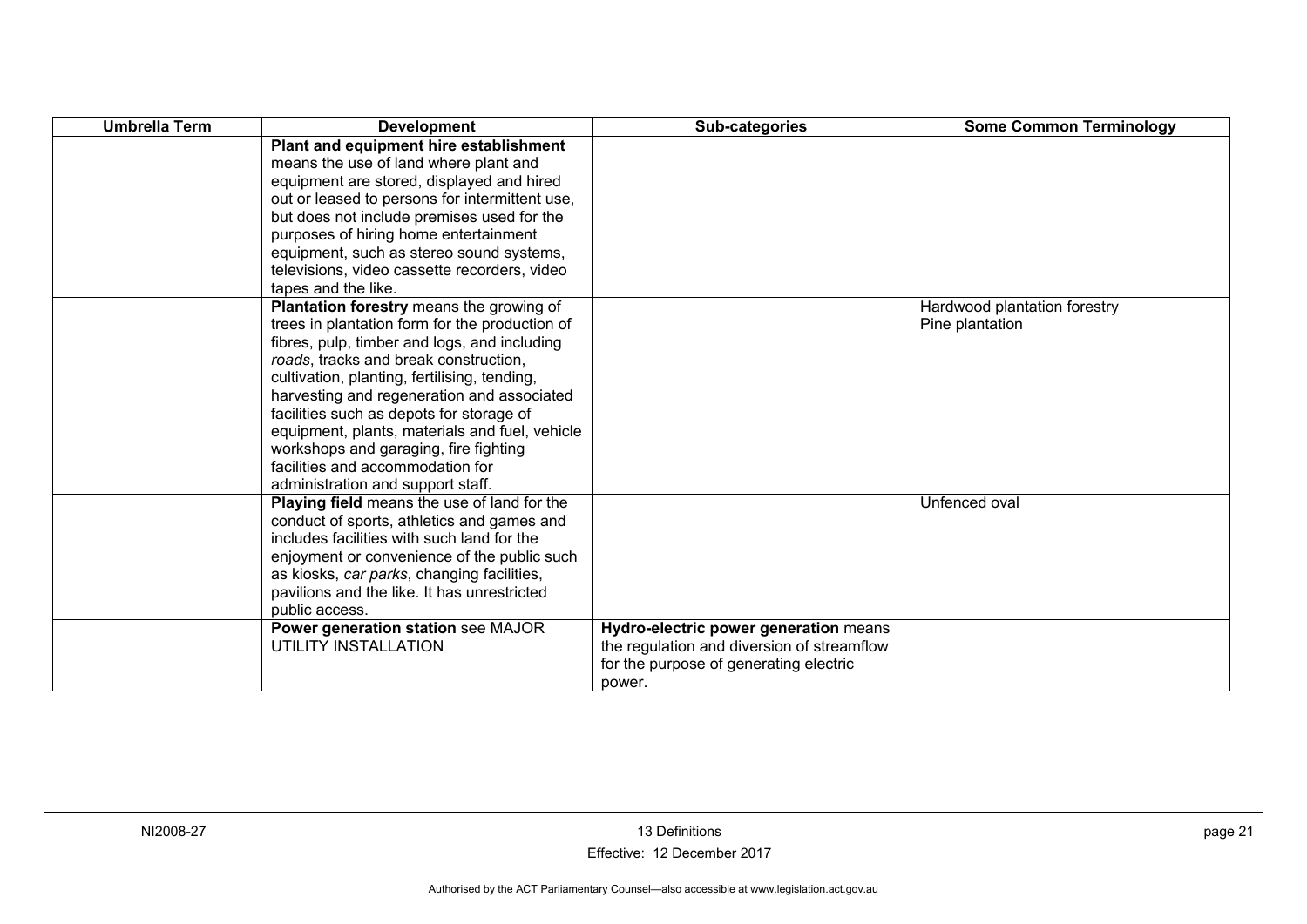| Umbrella Term | Development | Sub-categories | Some Common Terminology |
|---|---|---|---|
| | **Plant and equipment hire establishment** means the use of land where plant and equipment are stored, displayed and hired out or leased to persons for intermittent use, but does not include premises used for the purposes of hiring home entertainment equipment, such as stereo sound systems, televisions, video cassette recorders, video tapes and the like. | | |
| | **Plantation forestry** means the growing of trees in plantation form for the production of fibres, pulp, timber and logs, and including *roads*, tracks and break construction, cultivation, planting, fertilising, tending, harvesting and regeneration and associated facilities such as depots for storage of equipment, plants, materials and fuel, vehicle workshops and garaging, fire fighting facilities and accommodation for administration and support staff. | | Hardwood plantation forestry<br>Pine plantation |
| | **Playing field** means the use of land for the conduct of sports, athletics and games and includes facilities with such land for the enjoyment or convenience of the public such as kiosks, *car parks*, changing facilities, pavilions and the like. It has unrestricted public access. | | Unfenced oval |
| | **Power generation station** see MAJOR UTILITY INSTALLATION | **Hydro-electric power generation** means the regulation and diversion of streamflow for the purpose of generating electric power. | |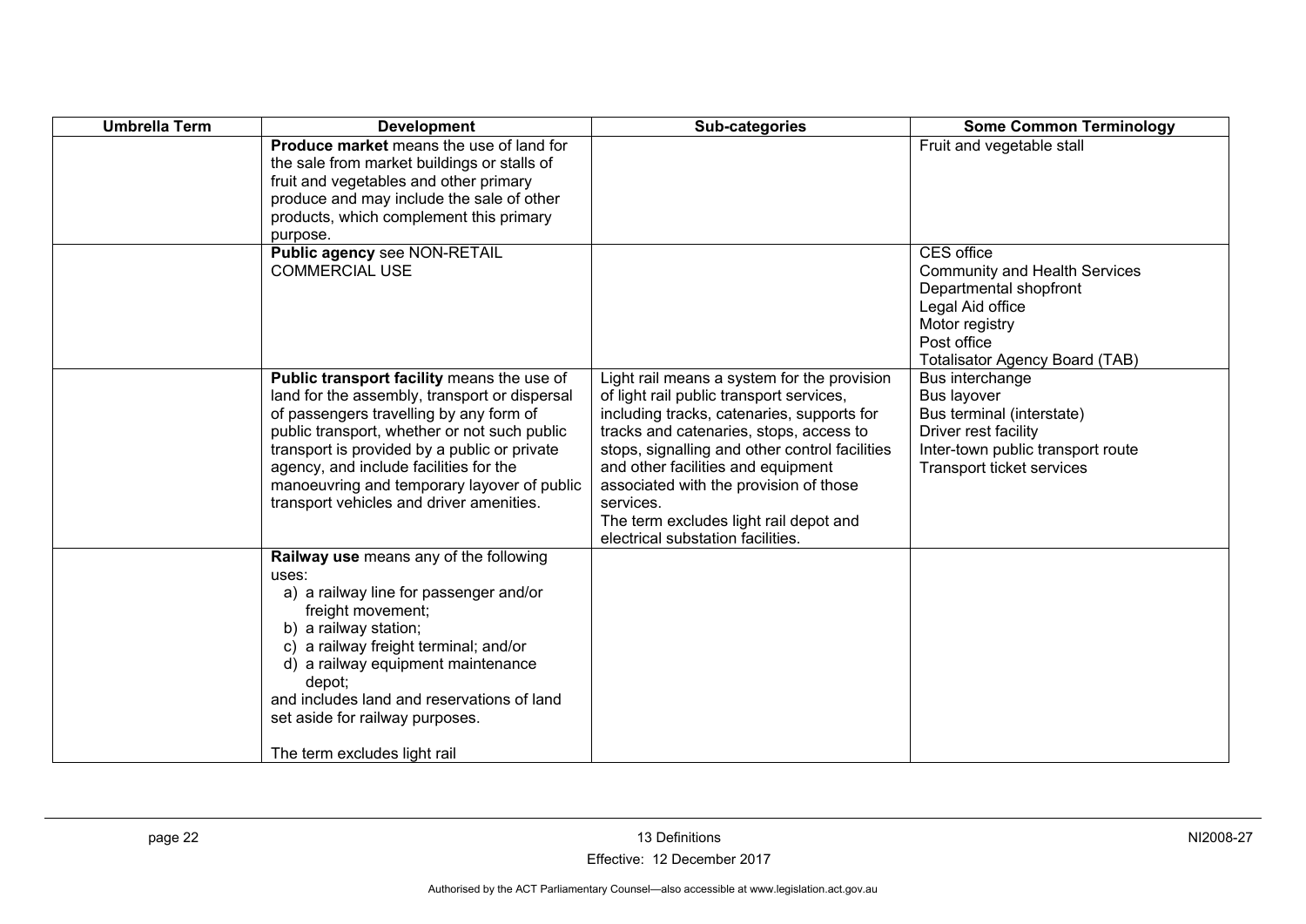| Umbrella Term | Development | Sub-categories | Some Common Terminology |
|---|---|---|---|
| | **Produce market** means the use of land for the sale from market buildings or stalls of fruit and vegetables and other primary produce and may include the sale of other products, which complement this primary purpose. | | Fruit and vegetable stall |
| | **Public agency** see NON-RETAIL COMMERCIAL USE | | CES office<br>Community and Health Services<br>Departmental shopfront<br>Legal Aid office<br>Motor registry<br>Post office<br>Totalisator Agency Board (TAB) |
| | **Public transport facility** means the use of land for the assembly, transport or dispersal of passengers travelling by any form of public transport, whether or not such public transport is provided by a public or private agency, and include facilities for the manoeuvring and temporary layover of public transport vehicles and driver amenities. | Light rail means a system for the provision of light rail public transport services, including tracks, catenaries, supports for tracks and catenaries, stops, access to stops, signalling and other control facilities and other facilities and equipment associated with the provision of those services.<br>The term excludes light rail depot and electrical substation facilities. | Bus interchange<br>Bus layover<br>Bus terminal (interstate)<br>Driver rest facility<br>Inter-town public transport route<br>Transport ticket services |
| | **Railway use** means any of the following uses:<br>a) a railway line for passenger and/or freight movement;<br>b) a railway station;<br>c) a railway freight terminal; and/or<br>d) a railway equipment maintenance depot;<br>and includes land and reservations of land set aside for railway purposes.<br><br>The term excludes light rail | | |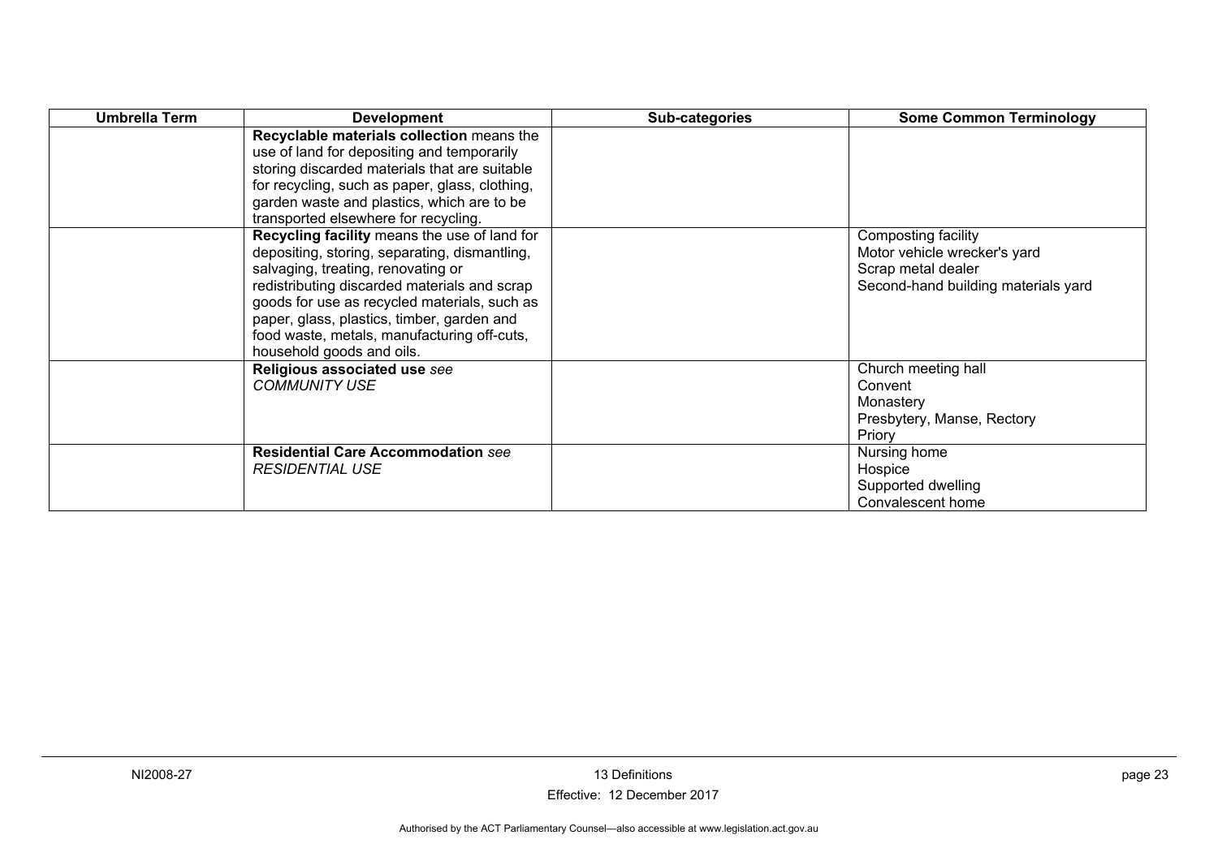| Umbrella Term | Development | Sub-categories | Some Common Terminology |
|---|---|---|---|
| | **Recyclable materials collection** means the use of land for depositing and temporarily storing discarded materials that are suitable for recycling, such as paper, glass, clothing, garden waste and plastics, which are to be transported elsewhere for recycling. | | |
| | **Recycling facility** means the use of land for depositing, storing, separating, dismantling, salvaging, treating, renovating or redistributing discarded materials and scrap goods for use as recycled materials, such as paper, glass, plastics, timber, garden and food waste, metals, manufacturing off-cuts, household goods and oils. | | Composting facility<br>Motor vehicle wrecker's yard<br>Scrap metal dealer<br>Second-hand building materials yard |
| | **Religious associated use** *see COMMUNITY USE* | | Church meeting hall<br>Convent<br>Monastery<br>Presbytery, Manse, Rectory<br>Priory |
| | **Residential Care Accommodation** *see RESIDENTIAL USE* | | Nursing home<br>Hospice<br>Supported dwelling<br>Convalescent home |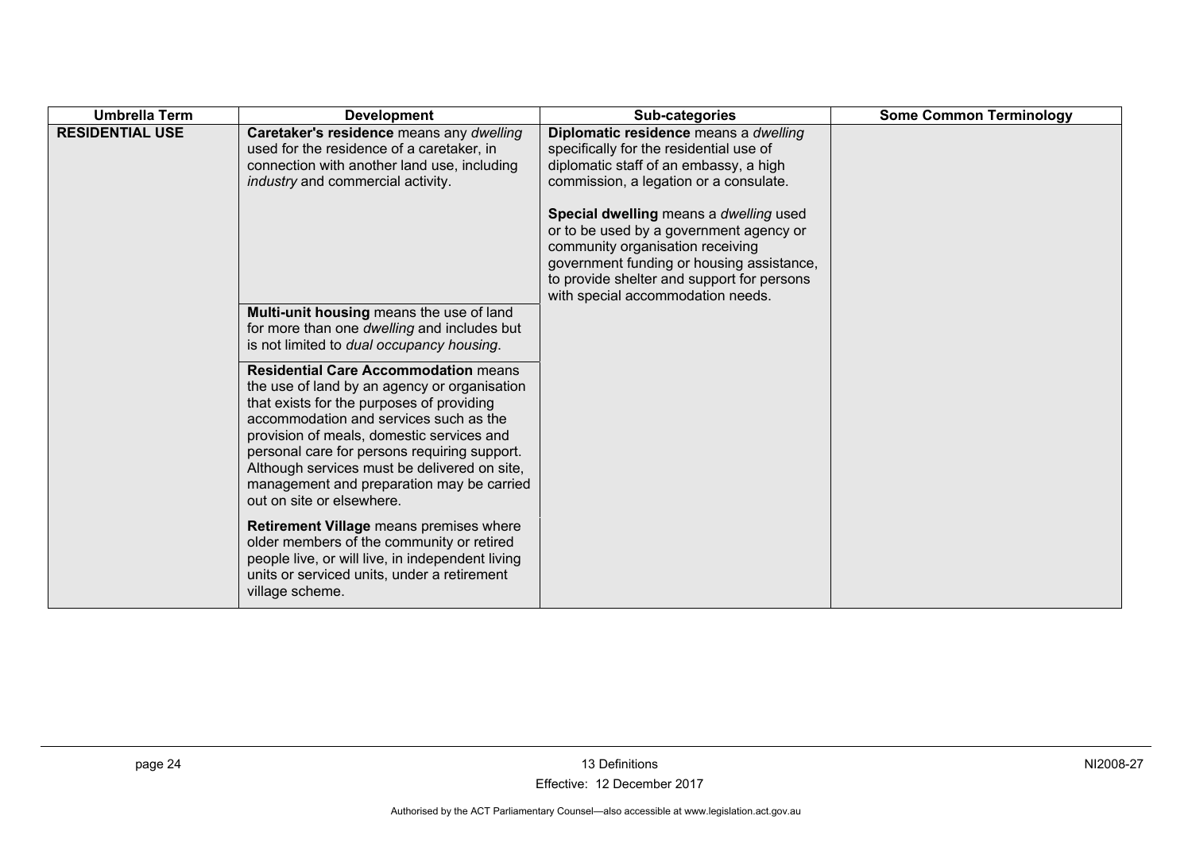| Umbrella Term | Development | Sub-categories | Some Common Terminology |
|---|---|---|---|
| **RESIDENTIAL USE** | **Caretaker's residence** means any *dwelling* used for the residence of a caretaker, in connection with another land use, including *industry* and commercial activity. | **Diplomatic residence** means a *dwelling* specifically for the residential use of diplomatic staff of an embassy, a high commission, a legation or a consulate.<br><br>**Special dwelling** means a *dwelling* used or to be used by a government agency or community organisation receiving government funding or housing assistance, to provide shelter and support for persons with special accommodation needs. | |
| | **Multi-unit housing** means the use of land for more than one *dwelling* and includes but is not limited to *dual occupancy housing*. | | |
| | **Residential Care Accommodation** means the use of land by an agency or organisation that exists for the purposes of providing accommodation and services such as the provision of meals, domestic services and personal care for persons requiring support. Although services must be delivered on site, management and preparation may be carried out on site or elsewhere. | | |
| | **Retirement Village** means premises where older members of the community or retired people live, or will live, in independent living units or serviced units, under a retirement village scheme. | | |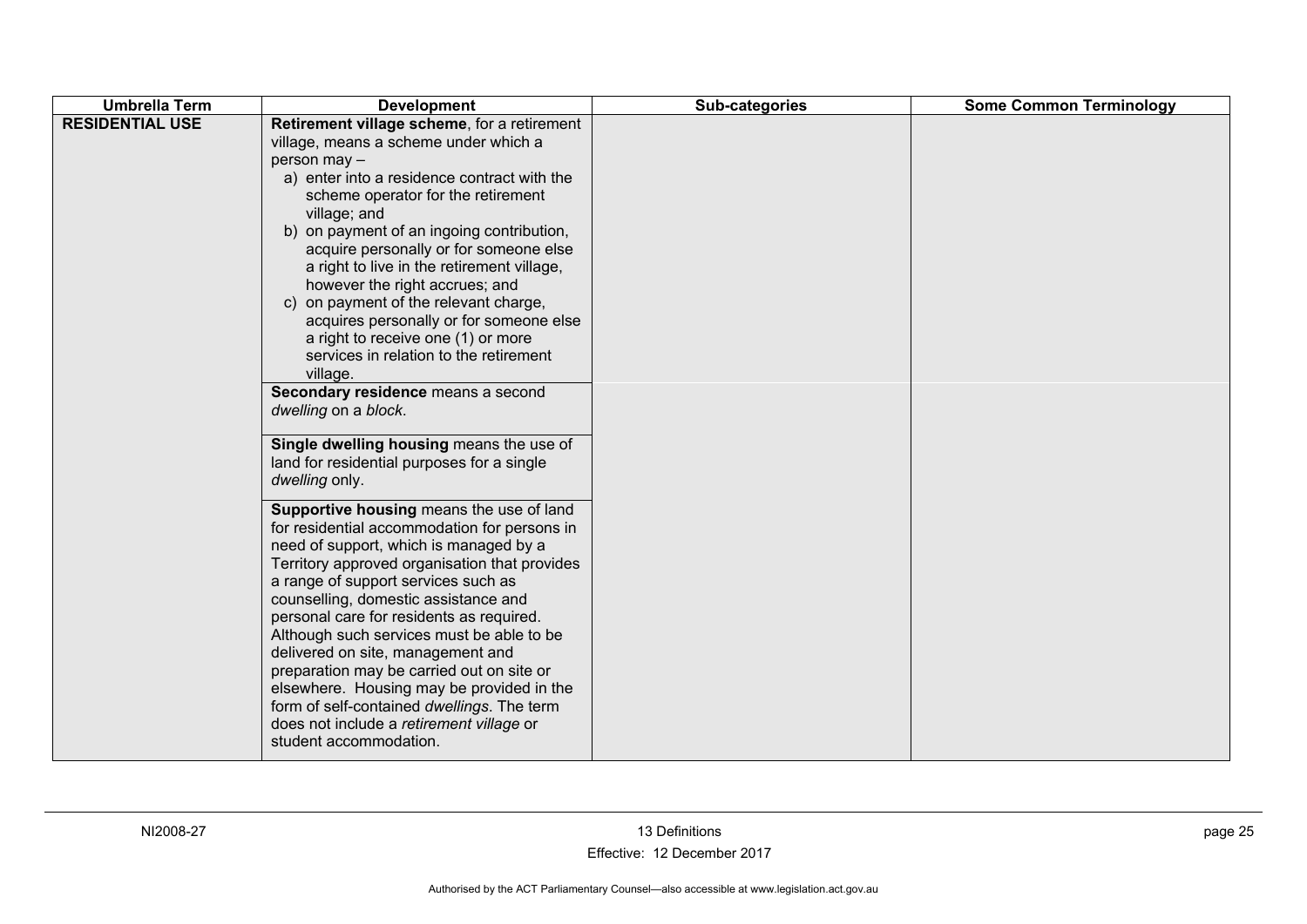| Umbrella Term | Development | Sub-categories | Some Common Terminology |
|---|---|---|---|
| **RESIDENTIAL USE** | **Retirement village scheme**, for a retirement village, means a scheme under which a person may – a) enter into a residence contract with the scheme operator for the retirement village; and b) on payment of an ingoing contribution, acquire personally or for someone else a right to live in the retirement village, however the right accrues; and c) on payment of the relevant charge, acquires personally or for someone else a right to receive one (1) or more services in relation to the retirement village. | | |
| | **Secondary residence** means a second *dwelling* on a *block*. | | |
| | **Single dwelling housing** means the use of land for residential purposes for a single *dwelling* only. | | |
| | **Supportive housing** means the use of land for residential accommodation for persons in need of support, which is managed by a Territory approved organisation that provides a range of support services such as counselling, domestic assistance and personal care for residents as required. Although such services must be able to be delivered on site, management and preparation may be carried out on site or elsewhere. Housing may be provided in the form of self-contained *dwellings*. The term does not include a *retirement village* or student accommodation. | | |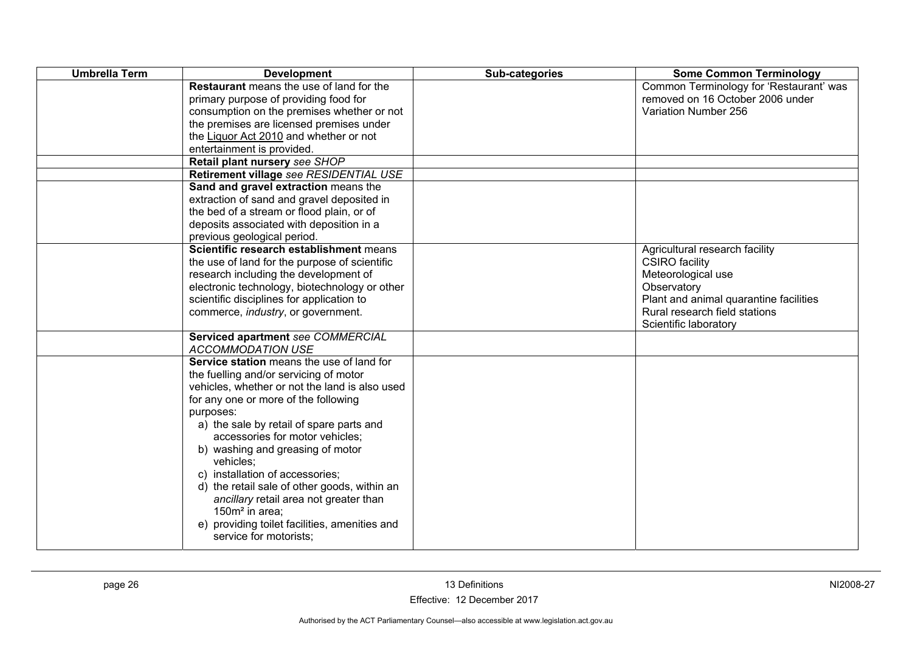| Umbrella Term | Development | Sub-categories | Some Common Terminology |
|---|---|---|---|
| | **Restaurant** means the use of land for the primary purpose of providing food for consumption on the premises whether or not the premises are licensed premises under the Liquor Act 2010 and whether or not entertainment is provided. | | Common Terminology for 'Restaurant' was removed on 16 October 2006 under Variation Number 256 |
| | **Retail plant nursery** *see SHOP* | | |
| | **Retirement village** *see RESIDENTIAL USE* | | |
| | **Sand and gravel extraction** means the extraction of sand and gravel deposited in the bed of a stream or flood plain, or of deposits associated with deposition in a previous geological period. | | |
| | **Scientific research establishment** means the use of land for the purpose of scientific research including the development of electronic technology, biotechnology or other scientific disciplines for application to commerce, *industry*, or government. | | Agricultural research facility<br>CSIRO facility<br>Meteorological use<br>Observatory<br>Plant and animal quarantine facilities<br>Rural research field stations<br>Scientific laboratory |
| | **Serviced apartment** *see COMMERCIAL ACCOMMODATION USE* | | |
| | **Service station** means the use of land for the fuelling and/or servicing of motor vehicles, whether or not the land is also used for any one or more of the following purposes:<br>a) the sale by retail of spare parts and accessories for motor vehicles;<br>b) washing and greasing of motor vehicles;<br>c) installation of accessories;<br>d) the retail sale of other goods, within an *ancillary* retail area not greater than 150m² in area;<br>e) providing toilet facilities, amenities and service for motorists; | | |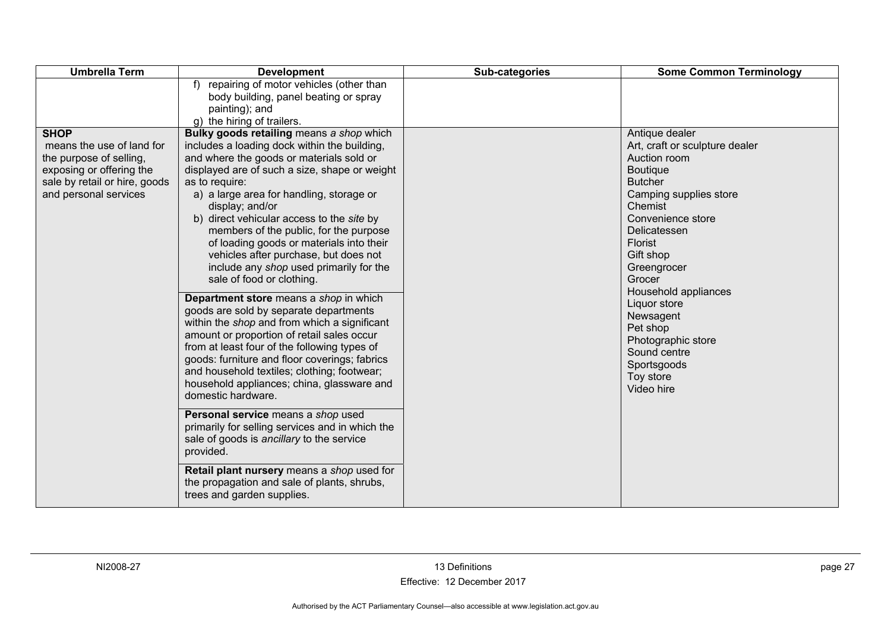| Umbrella Term | Development | Sub-categories | Some Common Terminology |
|---|---|---|---|
| | f) repairing of motor vehicles (other than body building, panel beating or spray painting); and<br>g) the hiring of trailers. | | |
| **SHOP**<br>means the use of land for the purpose of selling, exposing or offering the sale by retail or hire, goods and personal services | **Bulky goods retailing** means *a shop* which includes a loading dock within the building, and where the goods or materials sold or displayed are of such a size, shape or weight as to require:<br>a) a large area for handling, storage or display; and/or<br>b) direct vehicular access to the *site* by members of the public, for the purpose of loading goods or materials into their vehicles after purchase, but does not include any *shop* used primarily for the sale of food or clothing. | | Antique dealer<br>Art, craft or sculpture dealer<br>Auction room<br>Boutique<br>Butcher<br>Camping supplies store<br>Chemist<br>Convenience store<br>Delicatessen<br>Florist<br>Gift shop<br>Greengrocer<br>Grocer<br>Household appliances<br>Liquor store<br>Newsagent<br>Pet shop<br>Photographic store<br>Sound centre<br>Sportsgoods<br>Toy store<br>Video hire |
| | **Department store** means a *shop* in which goods are sold by separate departments within the *shop* and from which a significant amount or proportion of retail sales occur from at least four of the following types of goods: furniture and floor coverings; fabrics and household textiles; clothing; footwear; household appliances; china, glassware and domestic hardware. | | |
| | **Personal service** means a *shop* used primarily for selling services and in which the sale of goods is *ancillary* to the service provided. | | |
| | **Retail plant nursery** means a *shop* used for the propagation and sale of plants, shrubs, trees and garden supplies. | | |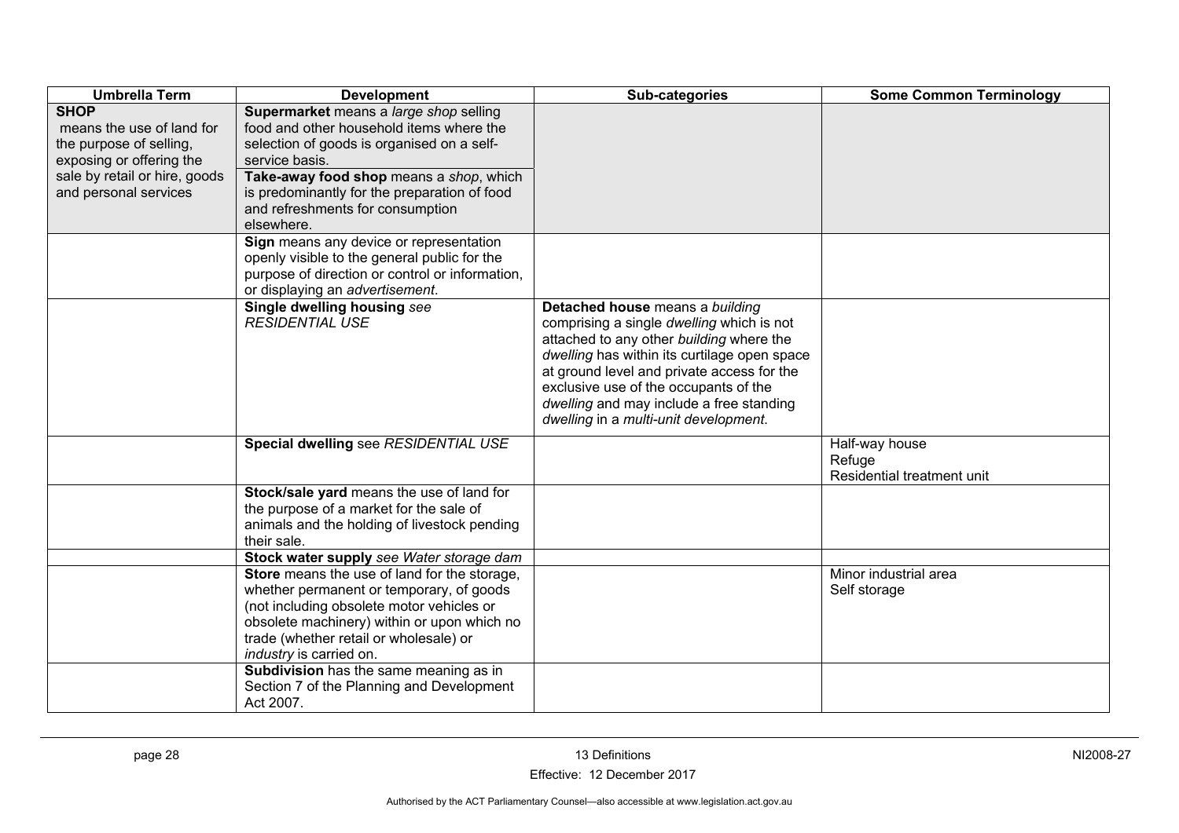| Umbrella Term | Development | Sub-categories | Some Common Terminology |
|---|---|---|---|
| **SHOP** means the use of land for the purpose of selling, exposing or offering the sale by retail or hire, goods and personal services | **Supermarket** means a *large shop* selling food and other household items where the selection of goods is organised on a self-service basis. | | |
| | **Take-away food shop** means a *shop*, which is predominantly for the preparation of food and refreshments for consumption elsewhere. | | |
| | **Sign** means any device or representation openly visible to the general public for the purpose of direction or control or information, or displaying an *advertisement*. | | |
| | **Single dwelling housing** *see RESIDENTIAL USE* | **Detached house** means a *building* comprising a single *dwelling* which is not attached to any other *building* where the *dwelling* has within its curtilage open space at ground level and private access for the exclusive use of the occupants of the *dwelling* and may include a free standing *dwelling* in a *multi-unit development*. | |
| | **Special dwelling** see *RESIDENTIAL USE* | | Half-way house<br>Refuge<br>Residential treatment unit |
| | **Stock/sale yard** means the use of land for the purpose of a market for the sale of animals and the holding of livestock pending their sale. | | |
| | **Stock water supply** *see Water storage dam* | | |
| | **Store** means the use of land for the storage, whether permanent or temporary, of goods (not including obsolete motor vehicles or obsolete machinery) within or upon which no trade (whether retail or wholesale) or *industry* is carried on. | | Minor industrial area<br>Self storage |
| | **Subdivision** has the same meaning as in Section 7 of the Planning and Development Act 2007. | | |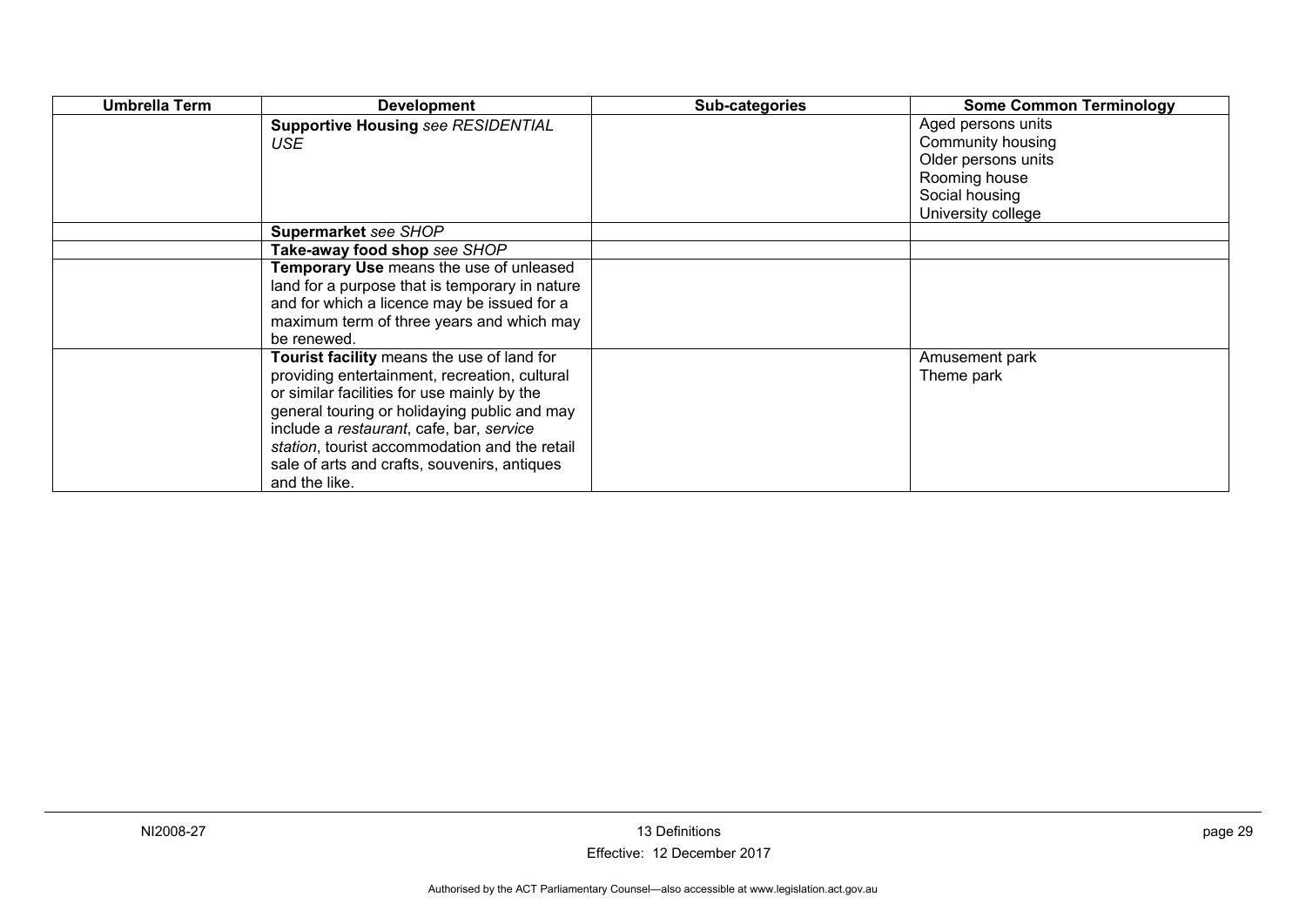| Umbrella Term | Development | Sub-categories | Some Common Terminology |
|---|---|---|---|
| | **Supportive Housing** *see RESIDENTIAL USE* | | Aged persons units<br>Community housing<br>Older persons units<br>Rooming house<br>Social housing<br>University college |
| | **Supermarket** *see SHOP* | | |
| | **Take-away food shop** *see SHOP* | | |
| | **Temporary Use** means the use of unleased land for a purpose that is temporary in nature and for which a licence may be issued for a maximum term of three years and which may be renewed. | | |
| | **Tourist facility** means the use of land for providing entertainment, recreation, cultural or similar facilities for use mainly by the general touring or holidaying public and may include a *restaurant*, cafe, bar, *service station*, tourist accommodation and the retail sale of arts and crafts, souvenirs, antiques and the like. | | Amusement park<br>Theme park |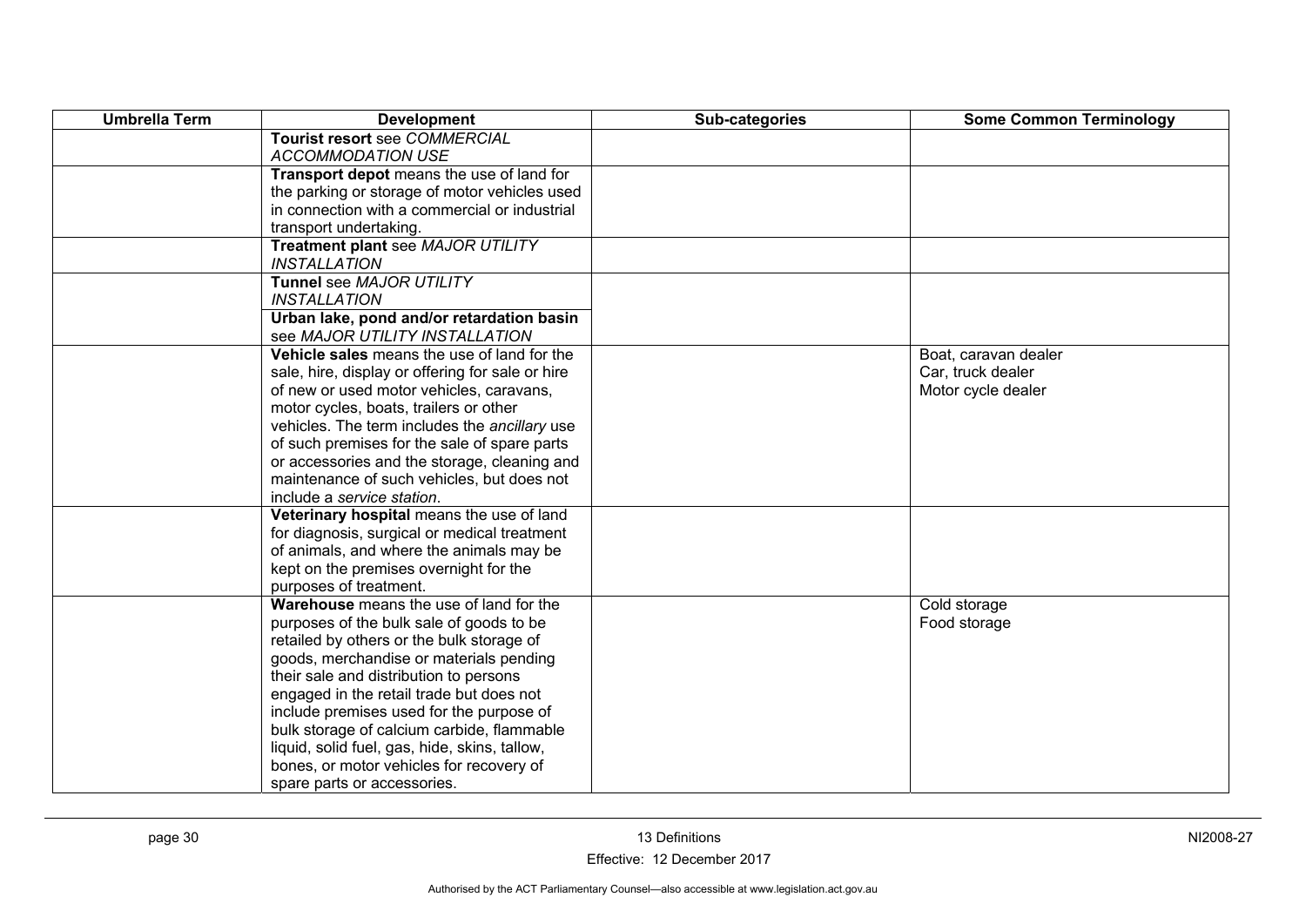| Umbrella Term | Development | Sub-categories | Some Common Terminology |
|---|---|---|---|
| | **Tourist resort** see *COMMERCIAL ACCOMMODATION USE* | | |
| | **Transport depot** means the use of land for the parking or storage of motor vehicles used in connection with a commercial or industrial transport undertaking. | | |
| | **Treatment plant** see *MAJOR UTILITY INSTALLATION* | | |
| | **Tunnel** see *MAJOR UTILITY INSTALLATION* | | |
| | **Urban lake, pond and/or retardation basin** see *MAJOR UTILITY INSTALLATION* | | |
| | **Vehicle sales** means the use of land for the sale, hire, display or offering for sale or hire of new or used motor vehicles, caravans, motor cycles, boats, trailers or other vehicles. The term includes the *ancillary* use of such premises for the sale of spare parts or accessories and the storage, cleaning and maintenance of such vehicles, but does not include a *service station*. | | Boat, caravan dealer<br>Car, truck dealer<br>Motor cycle dealer |
| | **Veterinary hospital** means the use of land for diagnosis, surgical or medical treatment of animals, and where the animals may be kept on the premises overnight for the purposes of treatment. | | |
| | **Warehouse** means the use of land for the purposes of the bulk sale of goods to be retailed by others or the bulk storage of goods, merchandise or materials pending their sale and distribution to persons engaged in the retail trade but does not include premises used for the purpose of bulk storage of calcium carbide, flammable liquid, solid fuel, gas, hide, skins, tallow, bones, or motor vehicles for recovery of spare parts or accessories. | | Cold storage<br>Food storage |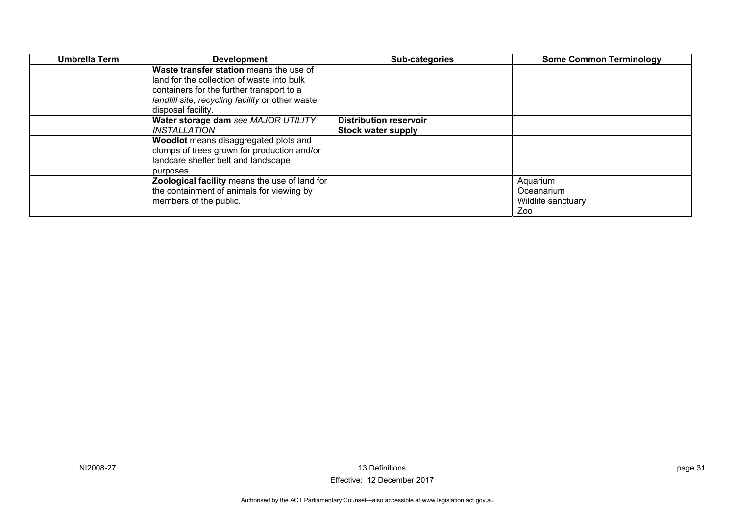| Umbrella Term | Development | Sub-categories | Some Common Terminology |
|---|---|---|---|
| | **Waste transfer station** means the use of land for the collection of waste into bulk containers for the further transport to a *landfill site, recycling facility* or other waste disposal facility. | | |
| | **Water storage dam** *see MAJOR UTILITY INSTALLATION* | **Distribution reservoir**<br>**Stock water supply** | |
| | **Woodlot** means disaggregated plots and clumps of trees grown for production and/or landcare shelter belt and landscape purposes. | | |
| | **Zoological facility** means the use of land for the containment of animals for viewing by members of the public. | | Aquarium<br>Oceanarium<br>Wildlife sanctuary<br>Zoo |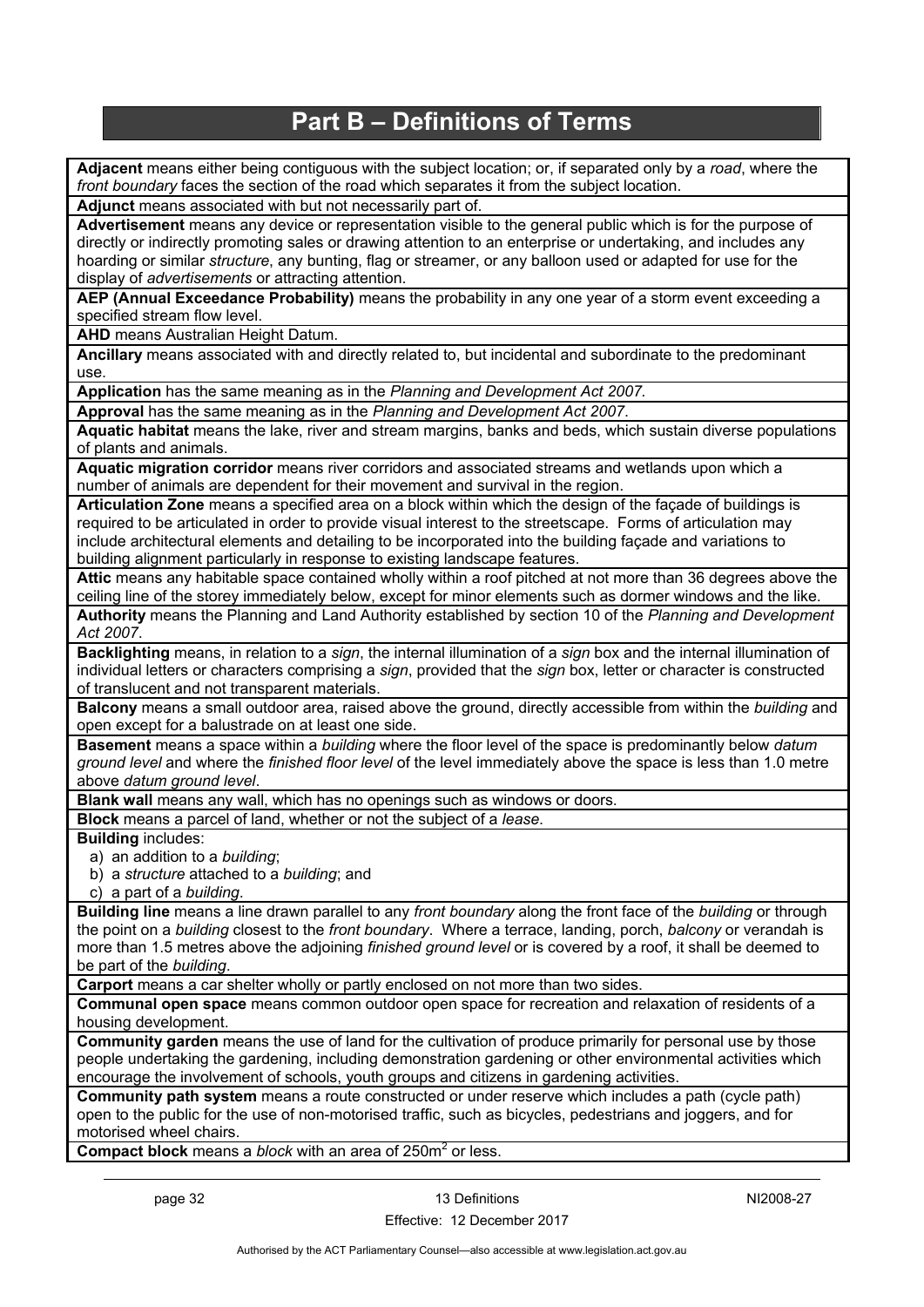# Part B – Definitions of Terms

**Adjacent** means either being contiguous with the subject location; or, if separated only by a *road*, where the *front boundary* faces the section of the road which separates it from the subject location.

**Adjunct** means associated with but not necessarily part of.

**Advertisement** means any device or representation visible to the general public which is for the purpose of directly or indirectly promoting sales or drawing attention to an enterprise or undertaking, and includes any hoarding or similar *structure*, any bunting, flag or streamer, or any balloon used or adapted for use for the display of *advertisements* or attracting attention.

**AEP (Annual Exceedance Probability)** means the probability in any one year of a storm event exceeding a specified stream flow level.

**AHD** means Australian Height Datum.

**Ancillary** means associated with and directly related to, but incidental and subordinate to the predominant use.

**Application** has the same meaning as in the *Planning and Development Act 2007*.

**Approval** has the same meaning as in the *Planning and Development Act 2007*.

**Aquatic habitat** means the lake, river and stream margins, banks and beds, which sustain diverse populations of plants and animals.

**Aquatic migration corridor** means river corridors and associated streams and wetlands upon which a number of animals are dependent for their movement and survival in the region.

**Articulation Zone** means a specified area on a block within which the design of the façade of buildings is required to be articulated in order to provide visual interest to the streetscape. Forms of articulation may include architectural elements and detailing to be incorporated into the building façade and variations to building alignment particularly in response to existing landscape features.

**Attic** means any habitable space contained wholly within a roof pitched at not more than 36 degrees above the ceiling line of the storey immediately below, except for minor elements such as dormer windows and the like.

**Authority** means the Planning and Land Authority established by section 10 of the *Planning and Development Act 2007*.

**Backlighting** means, in relation to a *sign*, the internal illumination of a *sign* box and the internal illumination of individual letters or characters comprising a *sign*, provided that the *sign* box, letter or character is constructed of translucent and not transparent materials.

**Balcony** means a small outdoor area, raised above the ground, directly accessible from within the *building* and open except for a balustrade on at least one side.

**Basement** means a space within a *building* where the floor level of the space is predominantly below *datum ground level* and where the *finished floor level* of the level immediately above the space is less than 1.0 metre above *datum ground level*.

**Blank wall** means any wall, which has no openings such as windows or doors.

**Block** means a parcel of land, whether or not the subject of a *lease*.

**Building** includes:

a) an addition to a *building*;
b) a *structure* attached to a *building*; and
c) a part of a *building*.

**Building line** means a line drawn parallel to any *front boundary* along the front face of the *building* or through the point on a *building* closest to the *front boundary*. Where a terrace, landing, porch, *balcony* or verandah is more than 1.5 metres above the adjoining *finished ground level* or is covered by a roof, it shall be deemed to be part of the *building*.

**Carport** means a car shelter wholly or partly enclosed on not more than two sides.

**Communal open space** means common outdoor open space for recreation and relaxation of residents of a housing development.

**Community garden** means the use of land for the cultivation of produce primarily for personal use by those people undertaking the gardening, including demonstration gardening or other environmental activities which encourage the involvement of schools, youth groups and citizens in gardening activities.

**Community path system** means a route constructed or under reserve which includes a path (cycle path) open to the public for the use of non-motorised traffic, such as bicycles, pedestrians and joggers, and for motorised wheel chairs.

**Compact block** means a *block* with an area of $250m^2$ or less.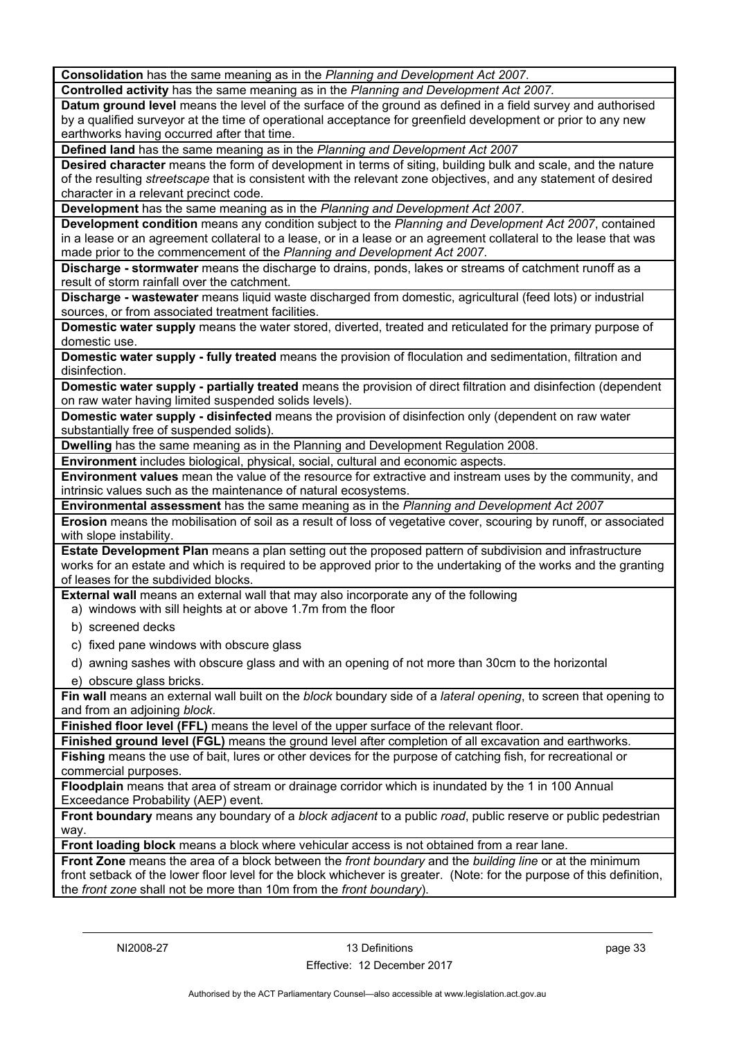**Consolidation** has the same meaning as in the *Planning and Development Act 2007*.

**Controlled activity** has the same meaning as in the *Planning and Development Act 2007.*

**Datum ground level** means the level of the surface of the ground as defined in a field survey and authorised by a qualified surveyor at the time of operational acceptance for greenfield development or prior to any new earthworks having occurred after that time.

**Defined land** has the same meaning as in the *Planning and Development Act 2007*

**Desired character** means the form of development in terms of siting, building bulk and scale, and the nature of the resulting *streetscape* that is consistent with the relevant zone objectives, and any statement of desired character in a relevant precinct code.

**Development** has the same meaning as in the *Planning and Development Act 2007*.

**Development condition** means any condition subject to the *Planning and Development Act 2007*, contained in a lease or an agreement collateral to a lease, or in a lease or an agreement collateral to the lease that was made prior to the commencement of the *Planning and Development Act 2007*.

**Discharge - stormwater** means the discharge to drains, ponds, lakes or streams of catchment runoff as a result of storm rainfall over the catchment.

**Discharge - wastewater** means liquid waste discharged from domestic, agricultural (feed lots) or industrial sources, or from associated treatment facilities.

**Domestic water supply** means the water stored, diverted, treated and reticulated for the primary purpose of domestic use.

**Domestic water supply - fully treated** means the provision of floculation and sedimentation, filtration and disinfection.

**Domestic water supply - partially treated** means the provision of direct filtration and disinfection (dependent on raw water having limited suspended solids levels).

**Domestic water supply - disinfected** means the provision of disinfection only (dependent on raw water substantially free of suspended solids).

**Dwelling** has the same meaning as in the Planning and Development Regulation 2008.

**Environment** includes biological, physical, social, cultural and economic aspects.

**Environment values** mean the value of the resource for extractive and instream uses by the community, and intrinsic values such as the maintenance of natural ecosystems.

**Environmental assessment** has the same meaning as in the *Planning and Development Act 2007*

**Erosion** means the mobilisation of soil as a result of loss of vegetative cover, scouring by runoff, or associated with slope instability.

**Estate Development Plan** means a plan setting out the proposed pattern of subdivision and infrastructure works for an estate and which is required to be approved prior to the undertaking of the works and the granting of leases for the subdivided blocks.

**External wall** means an external wall that may also incorporate any of the following

a) windows with sill heights at or above 1.7m from the floor
b) screened decks
c) fixed pane windows with obscure glass
d) awning sashes with obscure glass and with an opening of not more than 30cm to the horizontal
e) obscure glass bricks.

**Fin wall** means an external wall built on the *block* boundary side of a *lateral opening*, to screen that opening to and from an adjoining *block*.

**Finished floor level (FFL)** means the level of the upper surface of the relevant floor.

**Finished ground level (FGL)** means the ground level after completion of all excavation and earthworks.

**Fishing** means the use of bait, lures or other devices for the purpose of catching fish, for recreational or commercial purposes.

**Floodplain** means that area of stream or drainage corridor which is inundated by the 1 in 100 Annual Exceedance Probability (AEP) event.

**Front boundary** means any boundary of a *block adjacent* to a public *road*, public reserve or public pedestrian way.

**Front loading block** means a block where vehicular access is not obtained from a rear lane.

**Front Zone** means the area of a block between the *front boundary* and the *building line* or at the minimum front setback of the lower floor level for the block whichever is greater. (Note: for the purpose of this definition, the *front zone* shall not be more than 10m from the *front boundary*).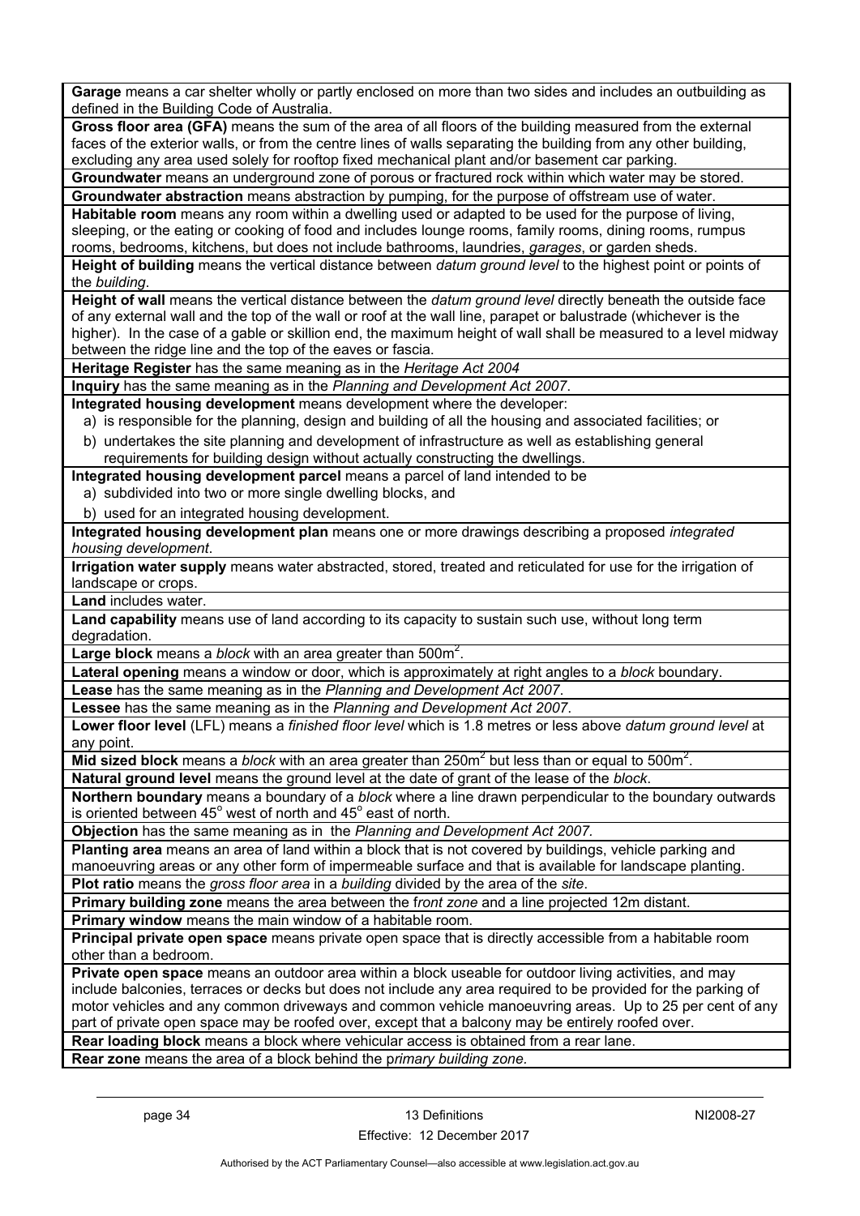**Garage** means a car shelter wholly or partly enclosed on more than two sides and includes an outbuilding as defined in the Building Code of Australia.

**Gross floor area (GFA)** means the sum of the area of all floors of the building measured from the external faces of the exterior walls, or from the centre lines of walls separating the building from any other building, excluding any area used solely for rooftop fixed mechanical plant and/or basement car parking.

**Groundwater** means an underground zone of porous or fractured rock within which water may be stored.

**Groundwater abstraction** means abstraction by pumping, for the purpose of offstream use of water.

**Habitable room** means any room within a dwelling used or adapted to be used for the purpose of living, sleeping, or the eating or cooking of food and includes lounge rooms, family rooms, dining rooms, rumpus rooms, bedrooms, kitchens, but does not include bathrooms, laundries, *garages*, or garden sheds.

**Height of building** means the vertical distance between *datum ground level* to the highest point or points of the *building*.

**Height of wall** means the vertical distance between the *datum ground level* directly beneath the outside face of any external wall and the top of the wall or roof at the wall line, parapet or balustrade (whichever is the higher). In the case of a gable or skillion end, the maximum height of wall shall be measured to a level midway between the ridge line and the top of the eaves or fascia.

**Heritage Register** has the same meaning as in the *Heritage Act 2004*

**Inquiry** has the same meaning as in the *Planning and Development Act 2007*.

**Integrated housing development** means development where the developer:

a) is responsible for the planning, design and building of all the housing and associated facilities; or

b) undertakes the site planning and development of infrastructure as well as establishing general requirements for building design without actually constructing the dwellings.

**Integrated housing development parcel** means a parcel of land intended to be

a) subdivided into two or more single dwelling blocks, and

b) used for an integrated housing development.

**Integrated housing development plan** means one or more drawings describing a proposed *integrated housing development*.

**Irrigation water supply** means water abstracted, stored, treated and reticulated for use for the irrigation of landscape or crops.

**Land** includes water.

**Land capability** means use of land according to its capacity to sustain such use, without long term degradation.

**Large block** means a *block* with an area greater than 500m$^2$.

**Lateral opening** means a window or door, which is approximately at right angles to a *block* boundary.

**Lease** has the same meaning as in the *Planning and Development Act 2007*.

**Lessee** has the same meaning as in the *Planning and Development Act 2007*.

**Lower floor level** (LFL) means a *finished floor level* which is 1.8 metres or less above *datum ground level* at any point.

**Mid sized block** means a *block* with an area greater than 250m$^2$ but less than or equal to 500m$^2$.

**Natural ground level** means the ground level at the date of grant of the lease of the *block*.

**Northern boundary** means a boundary of a *block* where a line drawn perpendicular to the boundary outwards is oriented between 45$^o$ west of north and 45$^o$ east of north.

**Objection** has the same meaning as in the *Planning and Development Act 2007.*

**Planting area** means an area of land within a block that is not covered by buildings, vehicle parking and manoeuvring areas or any other form of impermeable surface and that is available for landscape planting.

**Plot ratio** means the *gross floor area* in a *building* divided by the area of the *site*.

**Primary building zone** means the area between the f*ront zone* and a line projected 12m distant.

**Primary window** means the main window of a habitable room.

**Principal private open space** means private open space that is directly accessible from a habitable room other than a bedroom.

**Private open space** means an outdoor area within a block useable for outdoor living activities, and may include balconies, terraces or decks but does not include any area required to be provided for the parking of motor vehicles and any common driveways and common vehicle manoeuvring areas. Up to 25 per cent of any part of private open space may be roofed over, except that a balcony may be entirely roofed over.

**Rear loading block** means a block where vehicular access is obtained from a rear lane.

**Rear zone** means the area of a block behind the p*rimary building zone.*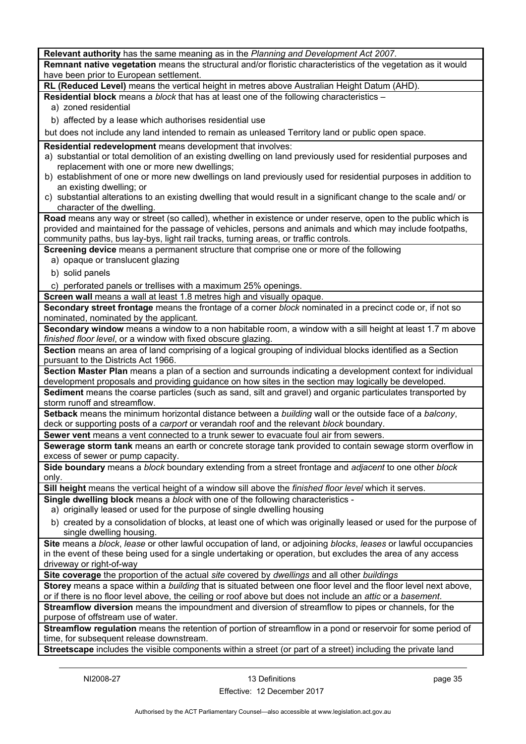**Relevant authority** has the same meaning as in the *Planning and Development Act 2007*.

**Remnant native vegetation** means the structural and/or floristic characteristics of the vegetation as it would have been prior to European settlement.

**RL (Reduced Level)** means the vertical height in metres above Australian Height Datum (AHD).

**Residential block** means a *block* that has at least one of the following characteristics –

a) zoned residential

b) affected by a lease which authorises residential use

but does not include any land intended to remain as unleased Territory land or public open space.

**Residential redevelopment** means development that involves:

a) substantial or total demolition of an existing dwelling on land previously used for residential purposes and replacement with one or more new dwellings;

b) establishment of one or more new dwellings on land previously used for residential purposes in addition to an existing dwelling; or

c) substantial alterations to an existing dwelling that would result in a significant change to the scale and/ or character of the dwelling.

**Road** means any way or street (so called), whether in existence or under reserve, open to the public which is provided and maintained for the passage of vehicles, persons and animals and which may include footpaths, community paths, bus lay-bys, light rail tracks, turning areas, or traffic controls.

**Screening device** means a permanent structure that comprise one or more of the following

a) opaque or translucent glazing

b) solid panels

c) perforated panels or trellises with a maximum 25% openings.

**Screen wall** means a wall at least 1.8 metres high and visually opaque.

**Secondary street frontage** means the frontage of a corner *block* nominated in a precinct code or, if not so nominated, nominated by the applicant.

**Secondary window** means a window to a non habitable room, a window with a sill height at least 1.7 m above *finished floor level*, or a window with fixed obscure glazing.

**Section** means an area of land comprising of a logical grouping of individual blocks identified as a Section pursuant to the Districts Act 1966.

**Section Master Plan** means a plan of a section and surrounds indicating a development context for individual development proposals and providing guidance on how sites in the section may logically be developed.

**Sediment** means the coarse particles (such as sand, silt and gravel) and organic particulates transported by storm runoff and streamflow.

**Setback** means the minimum horizontal distance between a *building* wall or the outside face of a *balcony*, deck or supporting posts of a *carport* or verandah roof and the relevant *block* boundary.

**Sewer vent** means a vent connected to a trunk sewer to evacuate foul air from sewers.

**Sewerage storm tank** means an earth or concrete storage tank provided to contain sewage storm overflow in excess of sewer or pump capacity.

**Side boundary** means a *block* boundary extending from a street frontage and *adjacent* to one other *block* only.

**Sill height** means the vertical height of a window sill above the *finished floor level* which it serves.

**Single dwelling block** means a *block* with one of the following characteristics -

a) originally leased or used for the purpose of single dwelling housing

b) created by a consolidation of blocks, at least one of which was originally leased or used for the purpose of single dwelling housing.

**Site** means a *block*, *lease* or other lawful occupation of land, or adjoining *blocks*, *leases* or lawful occupancies in the event of these being used for a single undertaking or operation, but excludes the area of any access driveway or right-of-way

**Site coverage** the proportion of the actual *site* covered by *dwellings* and all other *buildings*

**Storey** means a space within a *building* that is situated between one floor level and the floor level next above, or if there is no floor level above, the ceiling or roof above but does not include an *attic* or a *basement*.

**Streamflow diversion** means the impoundment and diversion of streamflow to pipes or channels, for the purpose of offstream use of water.

**Streamflow regulation** means the retention of portion of streamflow in a pond or reservoir for some period of time, for subsequent release downstream.

**Streetscape** includes the visible components within a street (or part of a street) including the private land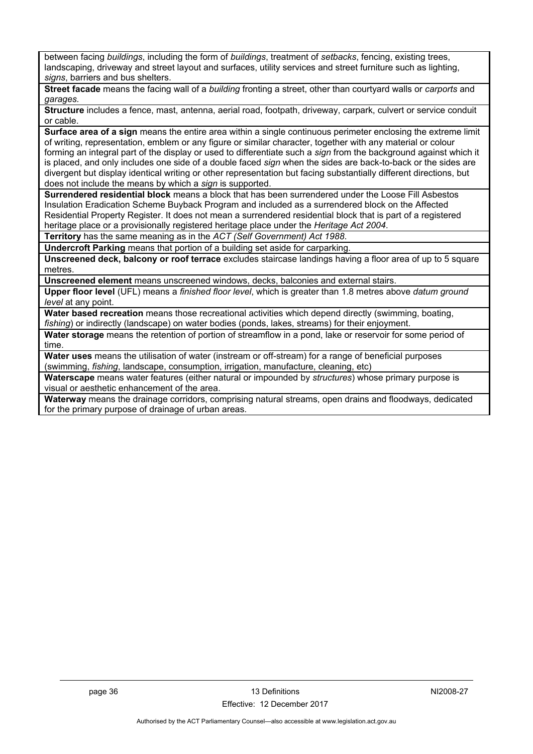between facing *buildings*, including the form of *buildings*, treatment of *setbacks*, fencing, existing trees, landscaping, driveway and street layout and surfaces, utility services and street furniture such as lighting, *signs*, barriers and bus shelters.

**Street facade** means the facing wall of a *building* fronting a street, other than courtyard walls or *carports* and *garages.*

**Structure** includes a fence, mast, antenna, aerial road, footpath, driveway, carpark, culvert or service conduit or cable.

**Surface area of a sign** means the entire area within a single continuous perimeter enclosing the extreme limit of writing, representation, emblem or any figure or similar character, together with any material or colour forming an integral part of the display or used to differentiate such a *sign* from the background against which it is placed, and only includes one side of a double faced *sign* when the sides are back-to-back or the sides are divergent but display identical writing or other representation but facing substantially different directions, but does not include the means by which a *sign* is supported.

**Surrendered residential block** means a block that has been surrendered under the Loose Fill Asbestos Insulation Eradication Scheme Buyback Program and included as a surrendered block on the Affected Residential Property Register. It does not mean a surrendered residential block that is part of a registered heritage place or a provisionally registered heritage place under the *Heritage Act 2004*.

**Territory** has the same meaning as in the *ACT (Self Government) Act 1988.*

**Undercroft Parking** means that portion of a building set aside for carparking.

**Unscreened deck, balcony or roof terrace** excludes staircase landings having a floor area of up to 5 square metres.

**Unscreened element** means unscreened windows, decks, balconies and external stairs.

**Upper floor level** (UFL) means a *finished floor level*, which is greater than 1.8 metres above *datum ground level* at any point.

**Water based recreation** means those recreational activities which depend directly (swimming, boating, *fishing*) or indirectly (landscape) on water bodies (ponds, lakes, streams) for their enjoyment.

**Water storage** means the retention of portion of streamflow in a pond, lake or reservoir for some period of time.

**Water uses** means the utilisation of water (instream or off-stream) for a range of beneficial purposes (swimming, *fishing*, landscape, consumption, irrigation, manufacture, cleaning, etc)

**Waterscape** means water features (either natural or impounded by *structures*) whose primary purpose is visual or aesthetic enhancement of the area.

**Waterway** means the drainage corridors, comprising natural streams, open drains and floodways, dedicated for the primary purpose of drainage of urban areas.